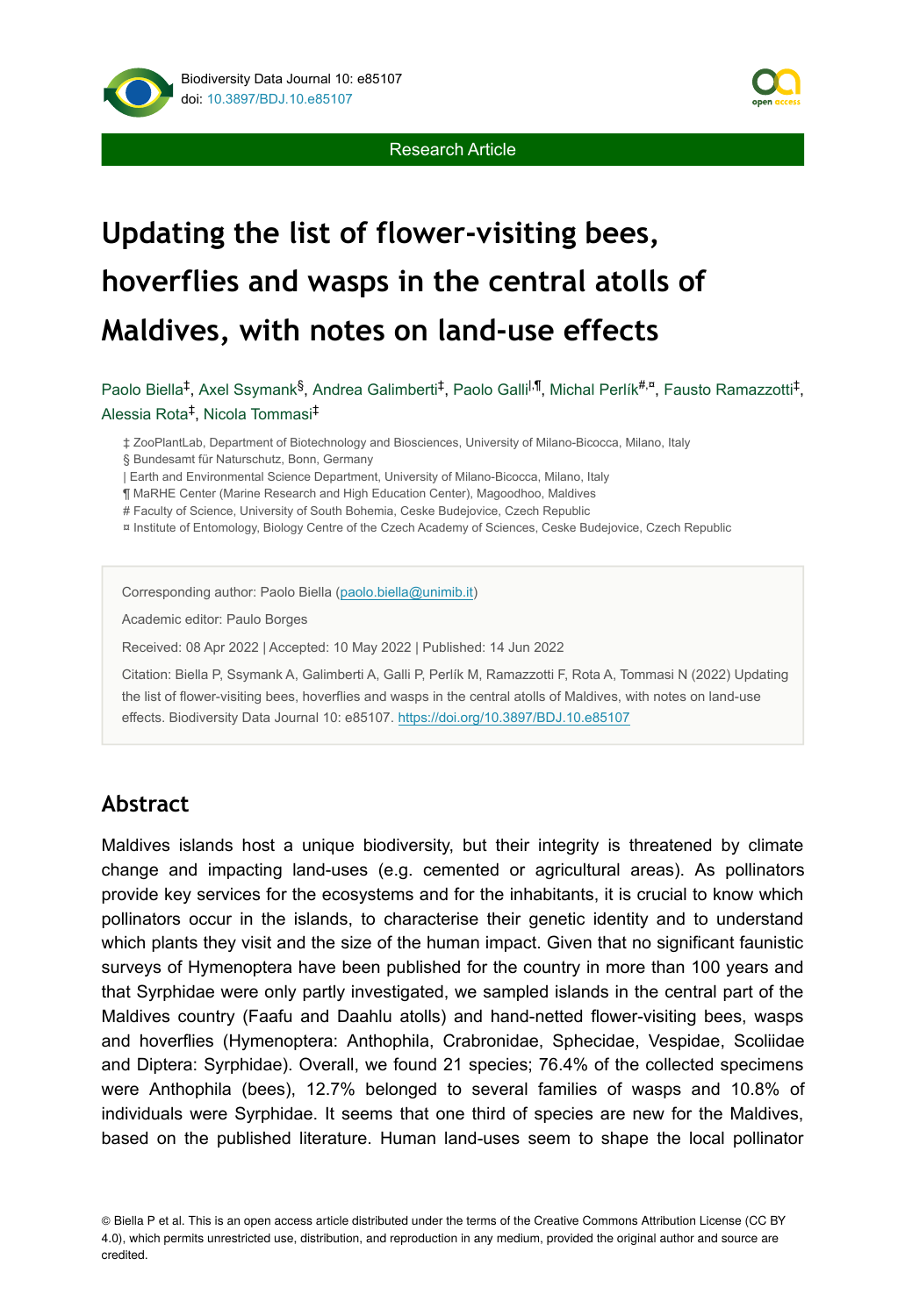Research Article

# Updating the list of flower-visiting bees, hoverflies and wasps in the central atolls of Maldives, with notes on land-use effects

Paolo Biella[‡], Axel Ssymank[§], Andrea Galimberti[‡], Paolo Galli[|,¶], Michal Perlík[#,¤], Fausto Ramazzotti[‡], Alessia Rota[‡], Nicola Tommasi[‡]

‡ ZooPlantLab, Department of Biotechnology and Biosciences, University of Milano-Bicocca, Milano, Italy

§ Bundesamt für Naturschutz, Bonn, Germany

| Earth and Environmental Science Department, University of Milano-Bicocca, Milano, Italy

¶ MaRHE Center (Marine Research and High Education Center), Magoodhoo, Maldives

# Faculty of Science, University of South Bohemia, Ceske Budejovice, Czech Republic

¤ Institute of Entomology, Biology Centre of the Czech Academy of Sciences, Ceske Budejovice, Czech Republic

Corresponding author: Paolo Biella (paolo.biella@unimib.it)

Academic editor: Paulo Borges

Received: 08 Apr 2022 | Accepted: 10 May 2022 | Published: 14 Jun 2022

Citation: Biella P, Ssymank A, Galimberti A, Galli P, Perlík M, Ramazzotti F, Rota A, Tommasi N (2022) Updating the list of flower-visiting bees, hoverflies and wasps in the central atolls of Maldives, with notes on land-use effects. Biodiversity Data Journal 10: e85107. https://doi.org/10.3897/BDJ.10.e85107

## Abstract

Maldives islands host a unique biodiversity, but their integrity is threatened by climate change and impacting land-uses (e.g. cemented or agricultural areas). As pollinators provide key services for the ecosystems and for the inhabitants, it is crucial to know which pollinators occur in the islands, to characterise their genetic identity and to understand which plants they visit and the size of the human impact. Given that no significant faunistic surveys of Hymenoptera have been published for the country in more than 100 years and that Syrphidae were only partly investigated, we sampled islands in the central part of the Maldives country (Faafu and Daahlu atolls) and hand-netted flower-visiting bees, wasps and hoverflies (Hymenoptera: Anthophila, Crabronidae, Sphecidae, Vespidae, Scoliidae and Diptera: Syrphidae). Overall, we found 21 species; 76.4% of the collected specimens were Anthophila (bees), 12.7% belonged to several families of wasps and 10.8% of individuals were Syrphidae. It seems that one third of species are new for the Maldives, based on the published literature. Human land-uses seem to shape the local pollinator

© Biella P et al. This is an open access article distributed under the terms of the Creative Commons Attribution License (CC BY 4.0), which permits unrestricted use, distribution, and reproduction in any medium, provided the original author and source are credited.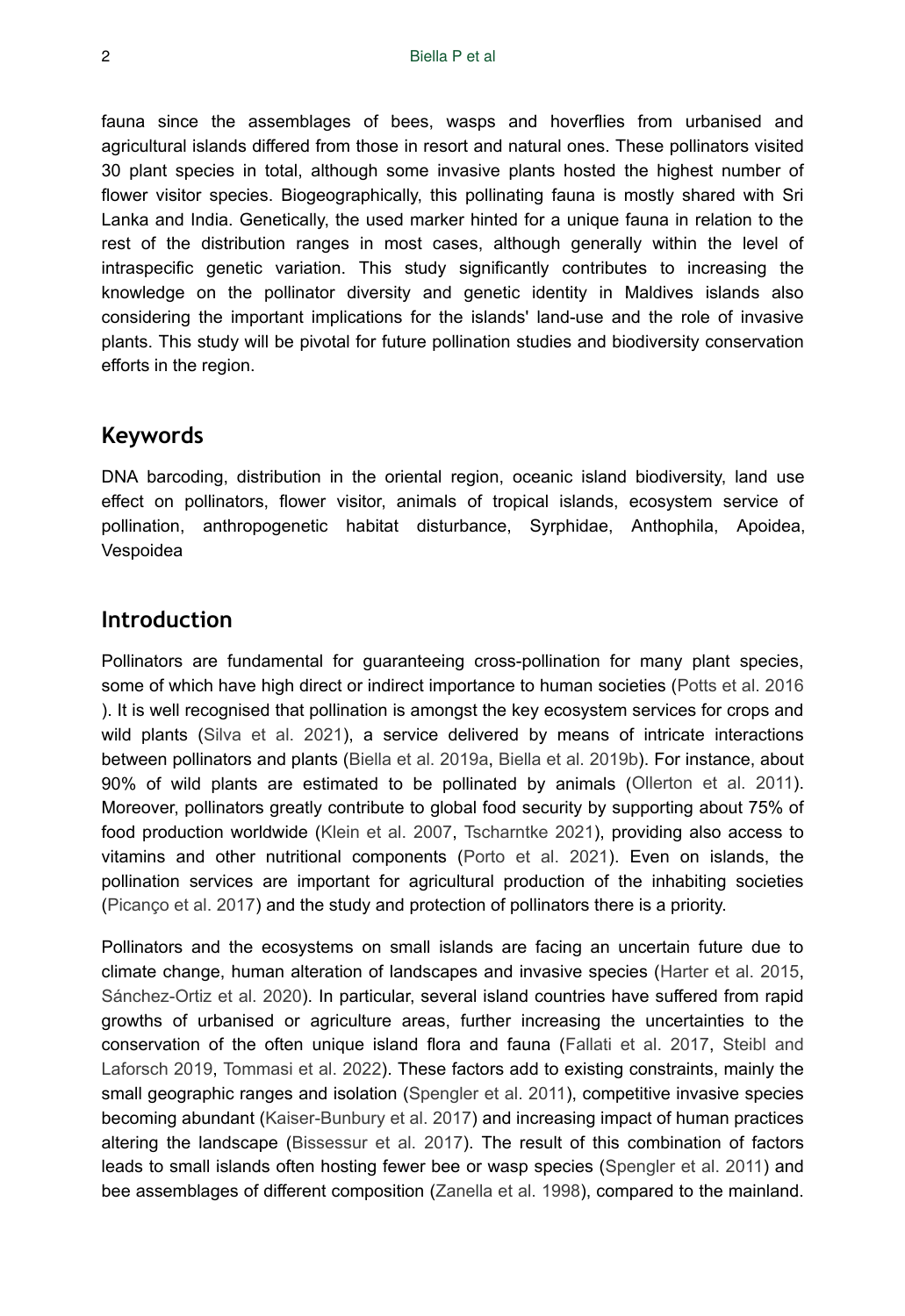fauna since the assemblages of bees, wasps and hoverflies from urbanised and agricultural islands differed from those in resort and natural ones. These pollinators visited 30 plant species in total, although some invasive plants hosted the highest number of flower visitor species. Biogeographically, this pollinating fauna is mostly shared with Sri Lanka and India. Genetically, the used marker hinted for a unique fauna in relation to the rest of the distribution ranges in most cases, although generally within the level of intraspecific genetic variation. This study significantly contributes to increasing the knowledge on the pollinator diversity and genetic identity in Maldives islands also considering the important implications for the islands' land-use and the role of invasive plants. This study will be pivotal for future pollination studies and biodiversity conservation efforts in the region.

## Keywords

DNA barcoding, distribution in the oriental region, oceanic island biodiversity, land use effect on pollinators, flower visitor, animals of tropical islands, ecosystem service of pollination, anthropogenetic habitat disturbance, Syrphidae, Anthophila, Apoidea, Vespoidea

## Introduction

Pollinators are fundamental for guaranteeing cross-pollination for many plant species, some of which have high direct or indirect importance to human societies (Potts et al. 2016). It is well recognised that pollination is amongst the key ecosystem services for crops and wild plants (Silva et al. 2021), a service delivered by means of intricate interactions between pollinators and plants (Biella et al. 2019a, Biella et al. 2019b). For instance, about 90% of wild plants are estimated to be pollinated by animals (Ollerton et al. 2011). Moreover, pollinators greatly contribute to global food security by supporting about 75% of food production worldwide (Klein et al. 2007, Tscharntke 2021), providing also access to vitamins and other nutritional components (Porto et al. 2021). Even on islands, the pollination services are important for agricultural production of the inhabiting societies (Picanço et al. 2017) and the study and protection of pollinators there is a priority.

Pollinators and the ecosystems on small islands are facing an uncertain future due to climate change, human alteration of landscapes and invasive species (Harter et al. 2015, Sánchez-Ortiz et al. 2020). In particular, several island countries have suffered from rapid growths of urbanised or agriculture areas, further increasing the uncertainties to the conservation of the often unique island flora and fauna (Fallati et al. 2017, Steibl and Laforsch 2019, Tommasi et al. 2022). These factors add to existing constraints, mainly the small geographic ranges and isolation (Spengler et al. 2011), competitive invasive species becoming abundant (Kaiser-Bunbury et al. 2017) and increasing impact of human practices altering the landscape (Bissessur et al. 2017). The result of this combination of factors leads to small islands often hosting fewer bee or wasp species (Spengler et al. 2011) and bee assemblages of different composition (Zanella et al. 1998), compared to the mainland.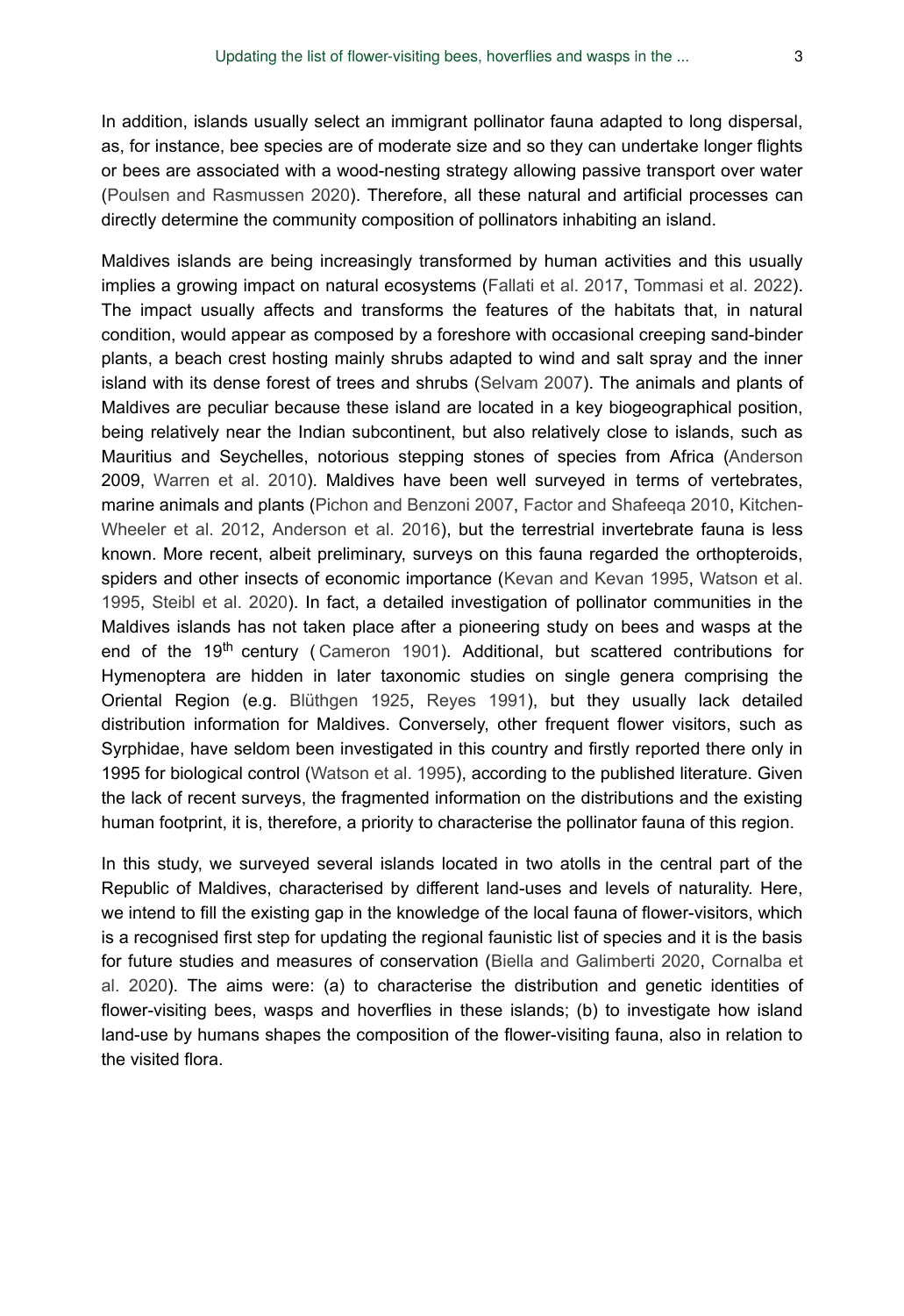In addition, islands usually select an immigrant pollinator fauna adapted to long dispersal, as, for instance, bee species are of moderate size and so they can undertake longer flights or bees are associated with a wood-nesting strategy allowing passive transport over water (Poulsen and Rasmussen 2020). Therefore, all these natural and artificial processes can directly determine the community composition of pollinators inhabiting an island.

Maldives islands are being increasingly transformed by human activities and this usually implies a growing impact on natural ecosystems (Fallati et al. 2017, Tommasi et al. 2022). The impact usually affects and transforms the features of the habitats that, in natural condition, would appear as composed by a foreshore with occasional creeping sand-binder plants, a beach crest hosting mainly shrubs adapted to wind and salt spray and the inner island with its dense forest of trees and shrubs (Selvam 2007). The animals and plants of Maldives are peculiar because these island are located in a key biogeographical position, being relatively near the Indian subcontinent, but also relatively close to islands, such as Mauritius and Seychelles, notorious stepping stones of species from Africa (Anderson 2009, Warren et al. 2010). Maldives have been well surveyed in terms of vertebrates, marine animals and plants (Pichon and Benzoni 2007, Factor and Shafeeqa 2010, Kitchen-Wheeler et al. 2012, Anderson et al. 2016), but the terrestrial invertebrate fauna is less known. More recent, albeit preliminary, surveys on this fauna regarded the orthopteroids, spiders and other insects of economic importance (Kevan and Kevan 1995, Watson et al. 1995, Steibl et al. 2020). In fact, a detailed investigation of pollinator communities in the Maldives islands has not taken place after a pioneering study on bees and wasps at the end of the 19th century ( Cameron 1901). Additional, but scattered contributions for Hymenoptera are hidden in later taxonomic studies on single genera comprising the Oriental Region (e.g. Blüthgen 1925, Reyes 1991), but they usually lack detailed distribution information for Maldives. Conversely, other frequent flower visitors, such as Syrphidae, have seldom been investigated in this country and firstly reported there only in 1995 for biological control (Watson et al. 1995), according to the published literature. Given the lack of recent surveys, the fragmented information on the distributions and the existing human footprint, it is, therefore, a priority to characterise the pollinator fauna of this region.

In this study, we surveyed several islands located in two atolls in the central part of the Republic of Maldives, characterised by different land-uses and levels of naturality. Here, we intend to fill the existing gap in the knowledge of the local fauna of flower-visitors, which is a recognised first step for updating the regional faunistic list of species and it is the basis for future studies and measures of conservation (Biella and Galimberti 2020, Cornalba et al. 2020). The aims were: (a) to characterise the distribution and genetic identities of flower-visiting bees, wasps and hoverflies in these islands; (b) to investigate how island land-use by humans shapes the composition of the flower-visiting fauna, also in relation to the visited flora.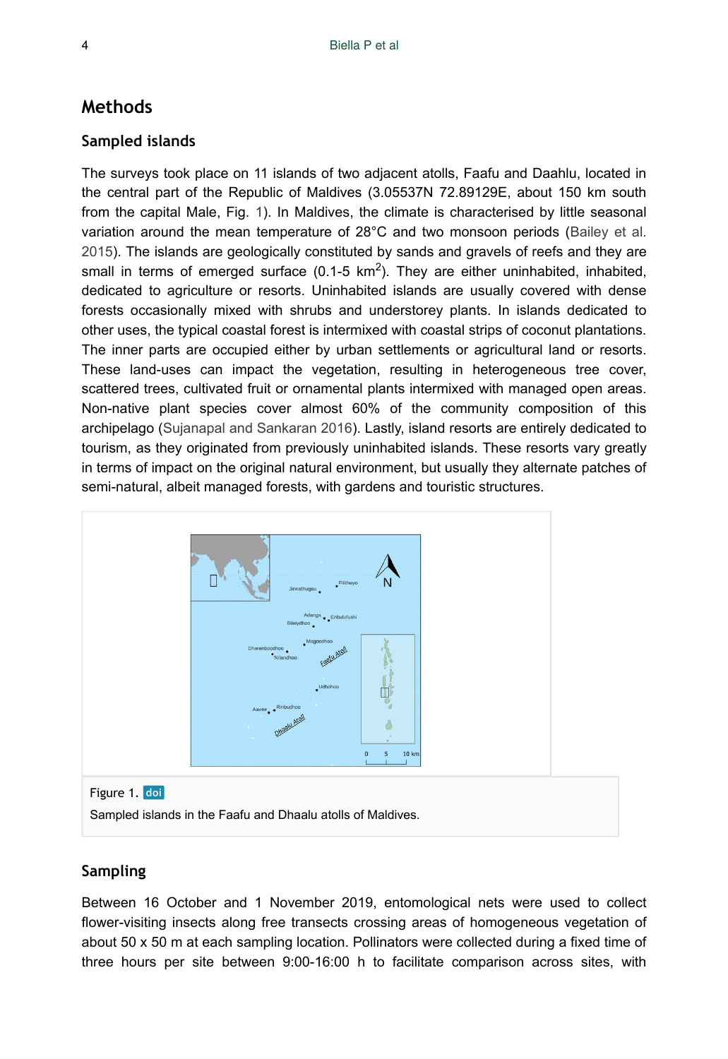## Methods

### Sampled islands

The surveys took place on 11 islands of two adjacent atolls, Faafu and Daahlu, located in the central part of the Republic of Maldives (3.05537N 72.89129E, about 150 km south from the capital Male, Fig. 1). In Maldives, the climate is characterised by little seasonal variation around the mean temperature of 28°C and two monsoon periods (Bailey et al. 2015). The islands are geologically constituted by sands and gravels of reefs and they are small in terms of emerged surface (0.1-5 km$^2$). They are either uninhabited, inhabited, dedicated to agriculture or resorts. Uninhabited islands are usually covered with dense forests occasionally mixed with shrubs and understorey plants. In islands dedicated to other uses, the typical coastal forest is intermixed with coastal strips of coconut plantations. The inner parts are occupied either by urban settlements or agricultural land or resorts. These land-uses can impact the vegetation, resulting in heterogeneous tree cover, scattered trees, cultivated fruit or ornamental plants intermixed with managed open areas. Non-native plant species cover almost 60% of the community composition of this archipelago (Sujanapal and Sankaran 2016). Lastly, island resorts are entirely dedicated to tourism, as they originated from previously uninhabited islands. These resorts vary greatly in terms of impact on the original natural environment, but usually they alternate patches of semi-natural, albeit managed forests, with gardens and touristic structures.

Figure 1. doi

Sampled islands in the Faafu and Dhaalu atolls of Maldives.

### Sampling

Between 16 October and 1 November 2019, entomological nets were used to collect flower-visiting insects along free transects crossing areas of homogeneous vegetation of about 50 x 50 m at each sampling location. Pollinators were collected during a fixed time of three hours per site between 9:00-16:00 h to facilitate comparison across sites, with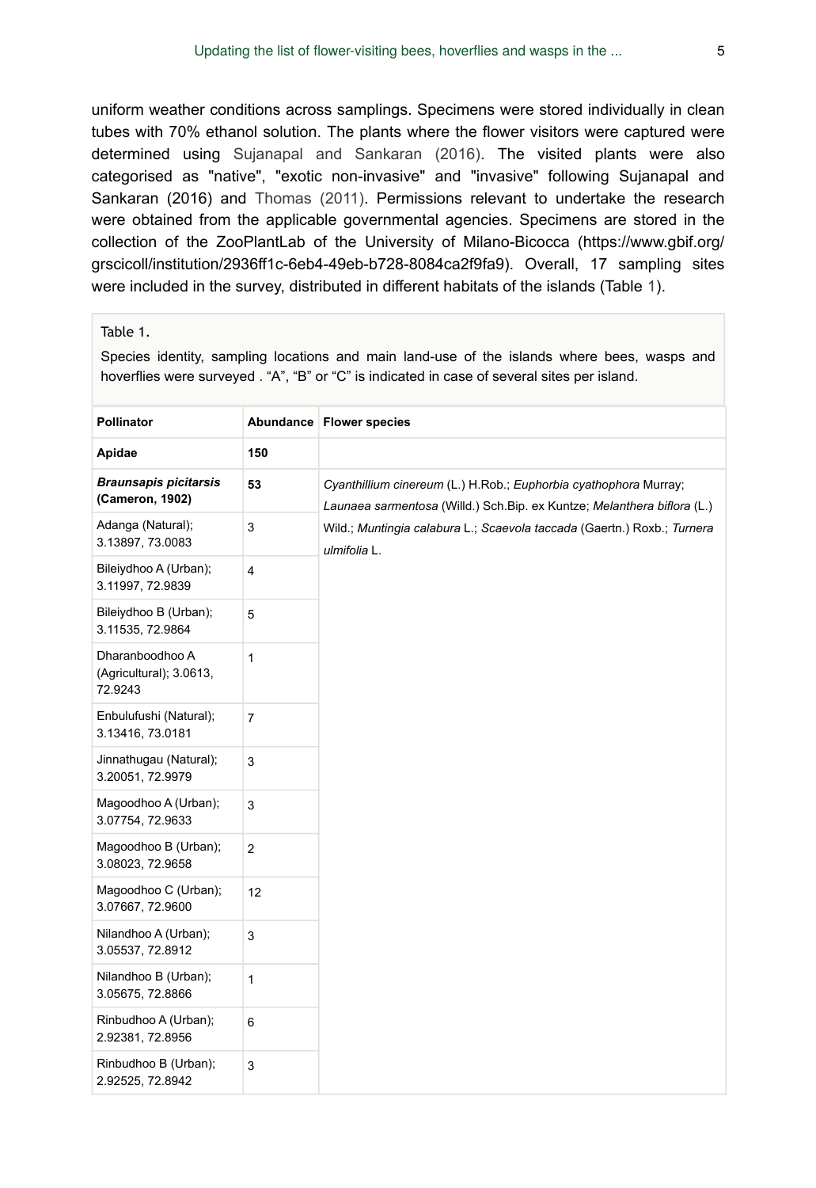uniform weather conditions across samplings. Specimens were stored individually in clean tubes with 70% ethanol solution. The plants where the flower visitors were captured were determined using Sujanapal and Sankaran (2016). The visited plants were also categorised as "native", "exotic non-invasive" and "invasive" following Sujanapal and Sankaran (2016) and Thomas (2011). Permissions relevant to undertake the research were obtained from the applicable governmental agencies. Specimens are stored in the collection of the ZooPlantLab of the University of Milano-Bicocca (https://www.gbif.org/grscicoll/institution/2936ff1c-6eb4-49eb-b728-8084ca2f9fa9). Overall, 17 sampling sites were included in the survey, distributed in different habitats of the islands (Table 1).

Table 1.

Species identity, sampling locations and main land-use of the islands where bees, wasps and hoverflies were surveyed . “A”, “B” or “C” is indicated in case of several sites per island.

| Pollinator | Abundance | Flower species |
|---|---|---|
| **Apidae** | **150** | |
| ***Braunsapis picitarsis* (Cameron, 1902)** | **53** | *Cyanthillium cinereum* (L.) H.Rob.; *Euphorbia cyathophora* Murray; *Launaea sarmentosa* (Willd.) Sch.Bip. ex Kuntze; *Melanthera biflora* (L.) Wild.; *Muntingia calabura* L.; *Scaevola taccada* (Gaertn.) Roxb.; *Turnera ulmifolia* L. |
| Adanga (Natural); 3.13897, 73.0083 | 3 | |
| Bileiydhoo A (Urban); 3.11997, 72.9839 | 4 | |
| Bileiydhoo B (Urban); 3.11535, 72.9864 | 5 | |
| Dharanboodhoo A (Agricultural); 3.0613, 72.9243 | 1 | |
| Enbulufushi (Natural); 3.13416, 73.0181 | 7 | |
| Jinnathugau (Natural); 3.20051, 72.9979 | 3 | |
| Magoodhoo A (Urban); 3.07754, 72.9633 | 3 | |
| Magoodhoo B (Urban); 3.08023, 72.9658 | 2 | |
| Magoodhoo C (Urban); 3.07667, 72.9600 | 12 | |
| Nilandhoo A (Urban); 3.05537, 72.8912 | 3 | |
| Nilandhoo B (Urban); 3.05675, 72.8866 | 1 | |
| Rinbudhoo A (Urban); 2.92381, 72.8956 | 6 | |
| Rinbudhoo B (Urban); 2.92525, 72.8942 | 3 | |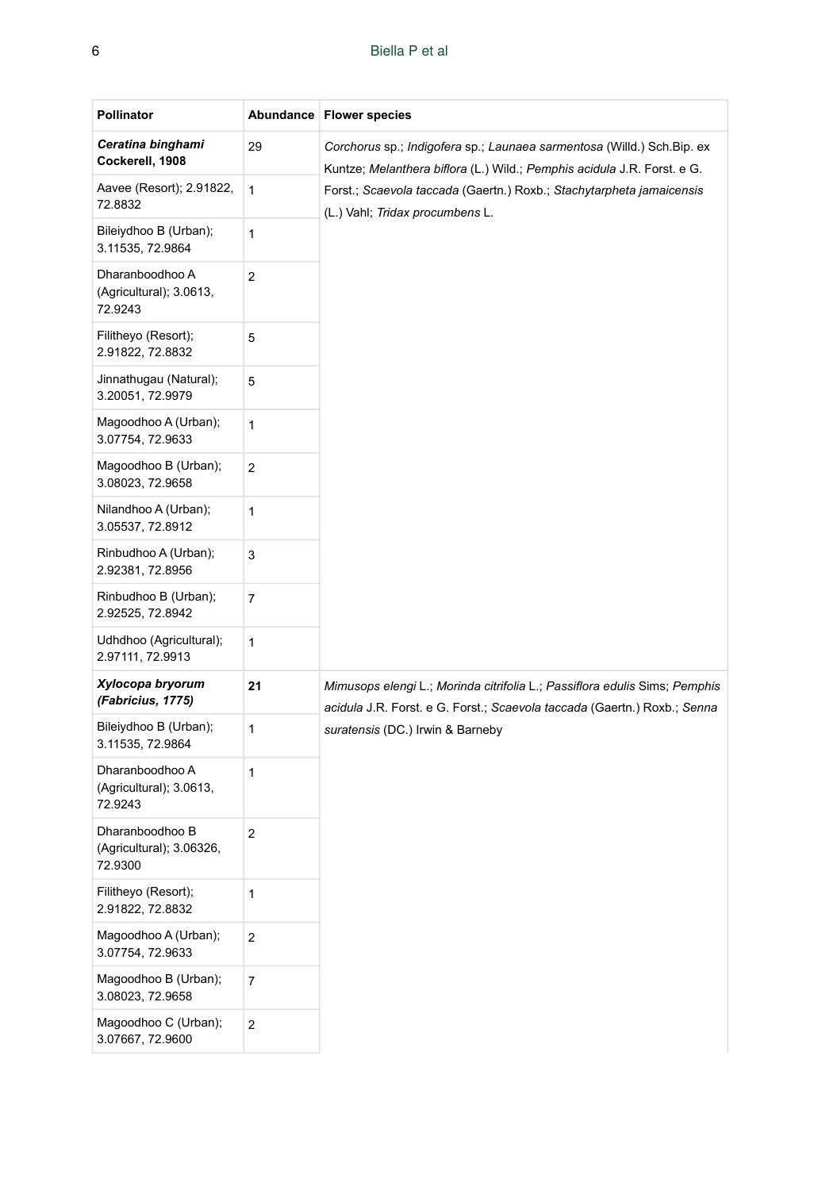| Pollinator | Abundance | Flower species |
| --- | --- | --- |
| ***Ceratina binghami* Cockerell, 1908** | 29 | *Corchorus* sp.; *Indigofera* sp.; *Launaea sarmentosa* (Willd.) Sch.Bip. ex Kuntze; *Melanthera biflora* (L.) Wild.; *Pemphis acidula* J.R. Forst. e G. Forst.; *Scaevola taccada* (Gaertn.) Roxb.; *Stachytarpheta jamaicensis* (L.) Vahl; *Tridax procumbens* L. |
| Aavee (Resort); 2.91822, 72.8832 | 1 | |
| Bileiydhoo B (Urban); 3.11535, 72.9864 | 1 | |
| Dharanboodhoo A (Agricultural); 3.0613, 72.9243 | 2 | |
| Filitheyo (Resort); 2.91822, 72.8832 | 5 | |
| Jinnathugau (Natural); 3.20051, 72.9979 | 5 | |
| Magoodhoo A (Urban); 3.07754, 72.9633 | 1 | |
| Magoodhoo B (Urban); 3.08023, 72.9658 | 2 | |
| Nilandhoo A (Urban); 3.05537, 72.8912 | 1 | |
| Rinbudhoo A (Urban); 2.92381, 72.8956 | 3 | |
| Rinbudhoo B (Urban); 2.92525, 72.8942 | 7 | |
| Udhdhoo (Agricultural); 2.97111, 72.9913 | 1 | |
| ***Xylocopa bryorum* (Fabricius, 1775)** | **21** | *Mimusops elengi* L.; *Morinda citrifolia* L.; *Passiflora edulis* Sims; *Pemphis acidula* J.R. Forst. e G. Forst.; *Scaevola taccada* (Gaertn.) Roxb.; *Senna suratensis* (DC.) Irwin & Barneby |
| Bileiydhoo B (Urban); 3.11535, 72.9864 | 1 | |
| Dharanboodhoo A (Agricultural); 3.0613, 72.9243 | 1 | |
| Dharanboodhoo B (Agricultural); 3.06326, 72.9300 | 2 | |
| Filitheyo (Resort); 2.91822, 72.8832 | 1 | |
| Magoodhoo A (Urban); 3.07754, 72.9633 | 2 | |
| Magoodhoo B (Urban); 3.08023, 72.9658 | 7 | |
| Magoodhoo C (Urban); 3.07667, 72.9600 | 2 | |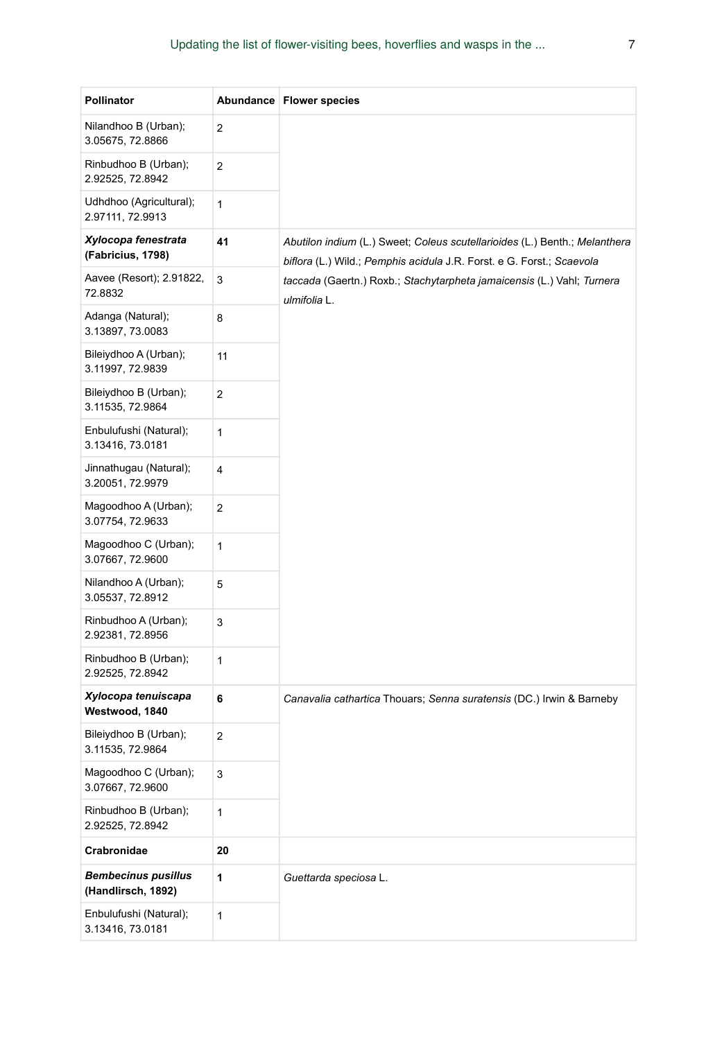| Pollinator | Abundance | Flower species |
| --- | --- | --- |
| Nilandhoo B (Urban); 3.05675, 72.8866 | 2 | |
| Rinbudhoo B (Urban); 2.92525, 72.8942 | 2 | |
| Udhdhoo (Agricultural); 2.97111, 72.9913 | 1 | |
| ***Xylocopa fenestrata* (Fabricius, 1798)** | **41** | *Abutilon indium* (L.) Sweet; *Coleus scutellarioides* (L.) Benth.; *Melanthera biflora* (L.) Wild.; *Pemphis acidula* J.R. Forst. e G. Forst.; *Scaevola taccada* (Gaertn.) Roxb.; *Stachytarpheta jamaicensis* (L.) Vahl; *Turnera ulmifolia* L. |
| Aavee (Resort); 2.91822, 72.8832 | 3 | |
| Adanga (Natural); 3.13897, 73.0083 | 8 | |
| Bileiydhoo A (Urban); 3.11997, 72.9839 | 11 | |
| Bileiydhoo B (Urban); 3.11535, 72.9864 | 2 | |
| Enbulufushi (Natural); 3.13416, 73.0181 | 1 | |
| Jinnathugau (Natural); 3.20051, 72.9979 | 4 | |
| Magoodhoo A (Urban); 3.07754, 72.9633 | 2 | |
| Magoodhoo C (Urban); 3.07667, 72.9600 | 1 | |
| Nilandhoo A (Urban); 3.05537, 72.8912 | 5 | |
| Rinbudhoo A (Urban); 2.92381, 72.8956 | 3 | |
| Rinbudhoo B (Urban); 2.92525, 72.8942 | 1 | |
| ***Xylocopa tenuiscapa* Westwood, 1840** | **6** | *Canavalia cathartica* Thouars; *Senna suratensis* (DC.) Irwin & Barneby |
| Bileiydhoo B (Urban); 3.11535, 72.9864 | 2 | |
| Magoodhoo C (Urban); 3.07667, 72.9600 | 3 | |
| Rinbudhoo B (Urban); 2.92525, 72.8942 | 1 | |
| **Crabronidae** | **20** | |
| ***Bembecinus pusillus* (Handlirsch, 1892)** | **1** | *Guettarda speciosa* L. |
| Enbulufushi (Natural); 3.13416, 73.0181 | 1 | |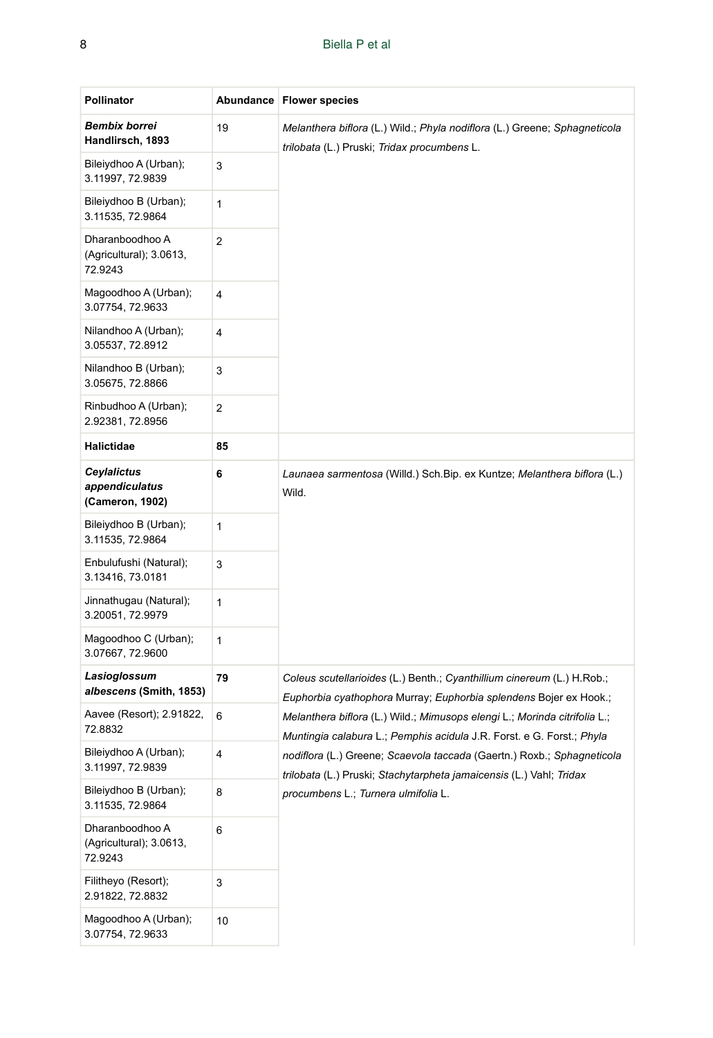| Pollinator | Abundance | Flower species |
|---|---|---|
| ***Bembix borrei* Handlirsch, 1893** | 19 | *Melanthera biflora* (L.) Wild.; *Phyla nodiflora* (L.) Greene; *Sphagneticola trilobata* (L.) Pruski; *Tridax procumbens* L. |
| Bileiydhoo A (Urban); 3.11997, 72.9839 | 3 | |
| Bileiydhoo B (Urban); 3.11535, 72.9864 | 1 | |
| Dharanboodhoo A (Agricultural); 3.0613, 72.9243 | 2 | |
| Magoodhoo A (Urban); 3.07754, 72.9633 | 4 | |
| Nilandhoo A (Urban); 3.05537, 72.8912 | 4 | |
| Nilandhoo B (Urban); 3.05675, 72.8866 | 3 | |
| Rinbudhoo A (Urban); 2.92381, 72.8956 | 2 | |
| **Halictidae** | **85** | |
| ***Ceylalictus appendiculatus* (Cameron, 1902)** | **6** | *Launaea sarmentosa* (Willd.) Sch.Bip. ex Kuntze; *Melanthera biflora* (L.) Wild. |
| Bileiydhoo B (Urban); 3.11535, 72.9864 | 1 | |
| Enbulufushi (Natural); 3.13416, 73.0181 | 3 | |
| Jinnathugau (Natural); 3.20051, 72.9979 | 1 | |
| Magoodhoo C (Urban); 3.07667, 72.9600 | 1 | |
| ***Lasioglossum albescens* (Smith, 1853)** | **79** | *Coleus scutellarioides* (L.) Benth.; *Cyanthillium cinereum* (L.) H.Rob.; *Euphorbia cyathophora* Murray; *Euphorbia splendens* Bojer ex Hook.; *Melanthera biflora* (L.) Wild.; *Mimusops elengi* L.; *Morinda citrifolia* L.; *Muntingia calabura* L.; *Pemphis acidula* J.R. Forst. e G. Forst.; *Phyla nodiflora* (L.) Greene; *Scaevola taccada* (Gaertn.) Roxb.; *Sphagneticola trilobata* (L.) Pruski; *Stachytarpheta jamaicensis* (L.) Vahl; *Tridax procumbens* L.; *Turnera ulmifolia* L. |
| Aavee (Resort); 2.91822, 72.8832 | 6 | |
| Bileiydhoo A (Urban); 3.11997, 72.9839 | 4 | |
| Bileiydhoo B (Urban); 3.11535, 72.9864 | 8 | |
| Dharanboodhoo A (Agricultural); 3.0613, 72.9243 | 6 | |
| Filitheyo (Resort); 2.91822, 72.8832 | 3 | |
| Magoodhoo A (Urban); 3.07754, 72.9633 | 10 | |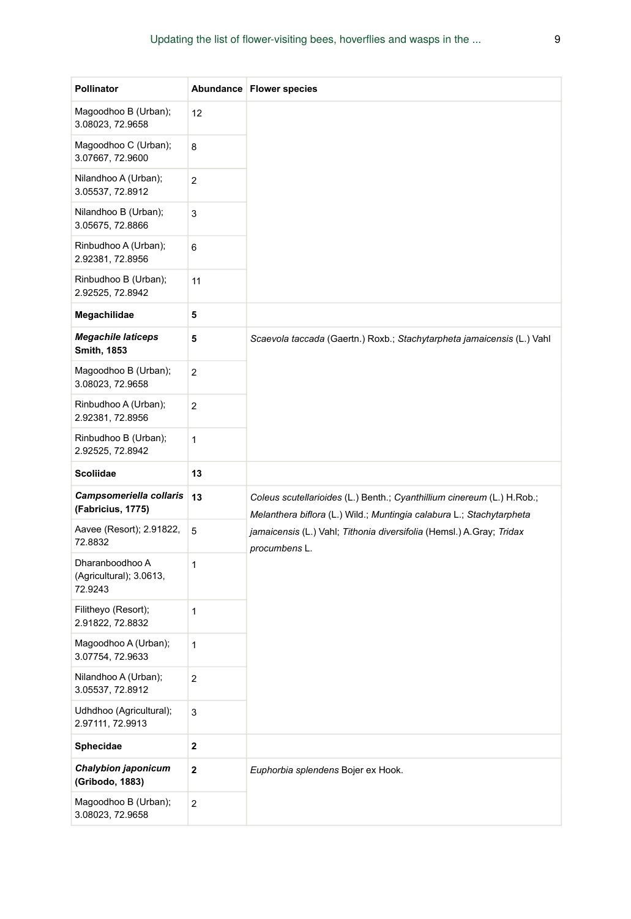| Pollinator | Abundance | Flower species |
|---|---|---|
| Magoodhoo B (Urban); 3.08023, 72.9658 | 12 | |
| Magoodhoo C (Urban); 3.07667, 72.9600 | 8 | |
| Nilandhoo A (Urban); 3.05537, 72.8912 | 2 | |
| Nilandhoo B (Urban); 3.05675, 72.8866 | 3 | |
| Rinbudhoo A (Urban); 2.92381, 72.8956 | 6 | |
| Rinbudhoo B (Urban); 2.92525, 72.8942 | 11 | |
| **Megachilidae** | **5** | |
| ***Megachile laticeps* Smith, 1853** | **5** | *Scaevola taccada* (Gaertn.) Roxb.; *Stachytarpheta jamaicensis* (L.) Vahl |
| Magoodhoo B (Urban); 3.08023, 72.9658 | 2 | |
| Rinbudhoo A (Urban); 2.92381, 72.8956 | 2 | |
| Rinbudhoo B (Urban); 2.92525, 72.8942 | 1 | |
| **Scoliidae** | **13** | |
| ***Campsomeriella collaris* (Fabricius, 1775)** | **13** | *Coleus scutellarioides* (L.) Benth.; *Cyanthillium cinereum* (L.) H.Rob.; *Melanthera biflora* (L.) Wild.; *Muntingia calabura* L.; *Stachytarpheta jamaicensis* (L.) Vahl; *Tithonia diversifolia* (Hemsl.) A.Gray; *Tridax procumbens* L. |
| Aavee (Resort); 2.91822, 72.8832 | 5 | |
| Dharanboodhoo A (Agricultural); 3.0613, 72.9243 | 1 | |
| Filitheyo (Resort); 2.91822, 72.8832 | 1 | |
| Magoodhoo A (Urban); 3.07754, 72.9633 | 1 | |
| Nilandhoo A (Urban); 3.05537, 72.8912 | 2 | |
| Udhdhoo (Agricultural); 2.97111, 72.9913 | 3 | |
| **Sphecidae** | **2** | |
| ***Chalybion japonicum* (Gribodo, 1883)** | **2** | *Euphorbia splendens* Bojer ex Hook. |
| Magoodhoo B (Urban); 3.08023, 72.9658 | 2 | |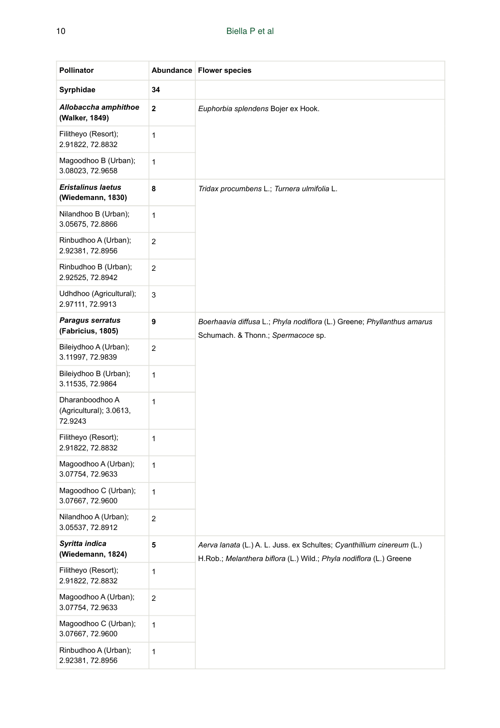| Pollinator | Abundance | Flower species |
| --- | --- | --- |
| **Syrphidae** | **34** | |
| ***Allobaccha amphithoe* (Walker, 1849)** | **2** | *Euphorbia splendens* Bojer ex Hook. |
| Filitheyo (Resort); 2.91822, 72.8832 | 1 | |
| Magoodhoo B (Urban); 3.08023, 72.9658 | 1 | |
| ***Eristalinus laetus* (Wiedemann, 1830)** | **8** | *Tridax procumbens* L.; *Turnera ulmifolia* L. |
| Nilandhoo B (Urban); 3.05675, 72.8866 | 1 | |
| Rinbudhoo A (Urban); 2.92381, 72.8956 | 2 | |
| Rinbudhoo B (Urban); 2.92525, 72.8942 | 2 | |
| Udhdhoo (Agricultural); 2.97111, 72.9913 | 3 | |
| ***Paragus serratus* (Fabricius, 1805)** | **9** | *Boerhaavia diffusa* L.; *Phyla nodiflora* (L.) Greene; *Phyllanthus amarus* Schumach. & Thonn.; *Spermacoce* sp. |
| Bileiydhoo A (Urban); 3.11997, 72.9839 | 2 | |
| Bileiydhoo B (Urban); 3.11535, 72.9864 | 1 | |
| Dharanboodhoo A (Agricultural); 3.0613, 72.9243 | 1 | |
| Filitheyo (Resort); 2.91822, 72.8832 | 1 | |
| Magoodhoo A (Urban); 3.07754, 72.9633 | 1 | |
| Magoodhoo C (Urban); 3.07667, 72.9600 | 1 | |
| Nilandhoo A (Urban); 3.05537, 72.8912 | 2 | |
| ***Syritta indica* (Wiedemann, 1824)** | **5** | *Aerva lanata* (L.) A. L. Juss. ex Schultes; *Cyanthillium cinereum* (L.) H.Rob.; *Melanthera biflora* (L.) Wild.; *Phyla nodiflora* (L.) Greene |
| Filitheyo (Resort); 2.91822, 72.8832 | 1 | |
| Magoodhoo A (Urban); 3.07754, 72.9633 | 2 | |
| Magoodhoo C (Urban); 3.07667, 72.9600 | 1 | |
| Rinbudhoo A (Urban); 2.92381, 72.8956 | 1 | |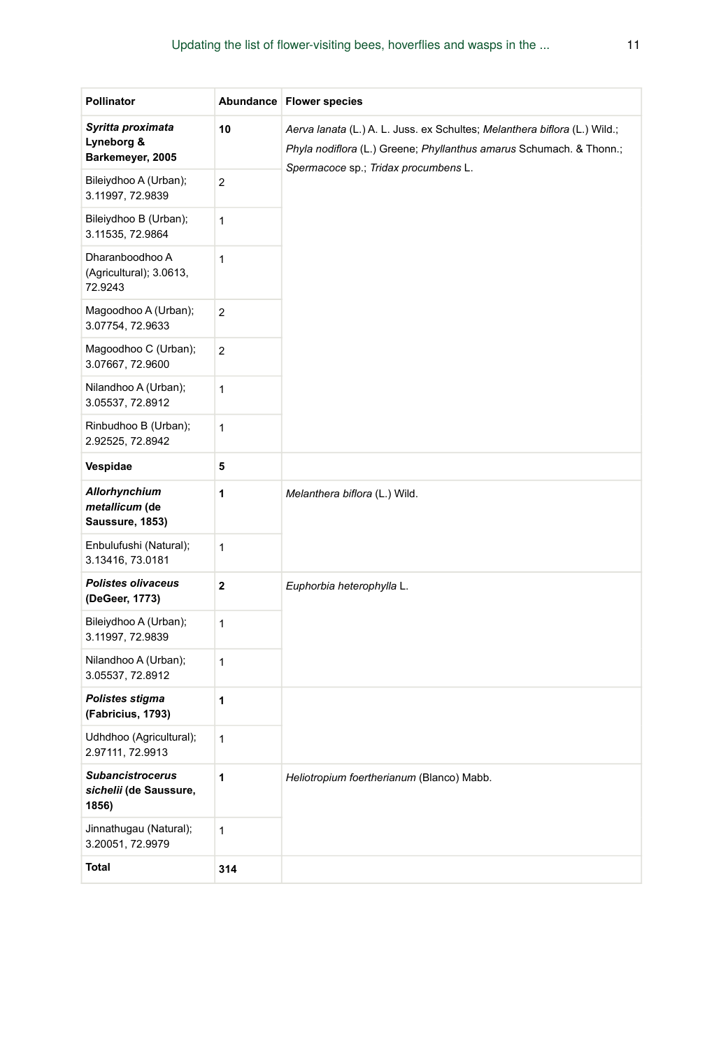| Pollinator | Abundance | Flower species |
|---|---|---|
| ***Syritta proximata* Lyneborg & Barkemeyer, 2005** | **10** | *Aerva lanata* (L.) A. L. Juss. ex Schultes; *Melanthera biflora* (L.) Wild.; *Phyla nodiflora* (L.) Greene; *Phyllanthus amarus* Schumach. & Thonn.; *Spermacoce* sp.; *Tridax procumbens* L. |
| Bileiydhoo A (Urban); 3.11997, 72.9839 | 2 | |
| Bileiydhoo B (Urban); 3.11535, 72.9864 | 1 | |
| Dharanboodhoo A (Agricultural); 3.0613, 72.9243 | 1 | |
| Magoodhoo A (Urban); 3.07754, 72.9633 | 2 | |
| Magoodhoo C (Urban); 3.07667, 72.9600 | 2 | |
| Nilandhoo A (Urban); 3.05537, 72.8912 | 1 | |
| Rinbudhoo B (Urban); 2.92525, 72.8942 | 1 | |
| **Vespidae** | **5** | |
| ***Allorhynchium metallicum* (de Saussure, 1853)** | **1** | *Melanthera biflora* (L.) Wild. |
| Enbulufushi (Natural); 3.13416, 73.0181 | 1 | |
| ***Polistes olivaceus* (DeGeer, 1773)** | **2** | *Euphorbia heterophylla* L. |
| Bileiydhoo A (Urban); 3.11997, 72.9839 | 1 | |
| Nilandhoo A (Urban); 3.05537, 72.8912 | 1 | |
| ***Polistes stigma* (Fabricius, 1793)** | **1** | |
| Udhdhoo (Agricultural); 2.97111, 72.9913 | 1 | |
| ***Subancistrocerus sichelii* (de Saussure, 1856)** | **1** | *Heliotropium foertherianum* (Blanco) Mabb. |
| Jinnathugau (Natural); 3.20051, 72.9979 | 1 | |
| **Total** | **314** | |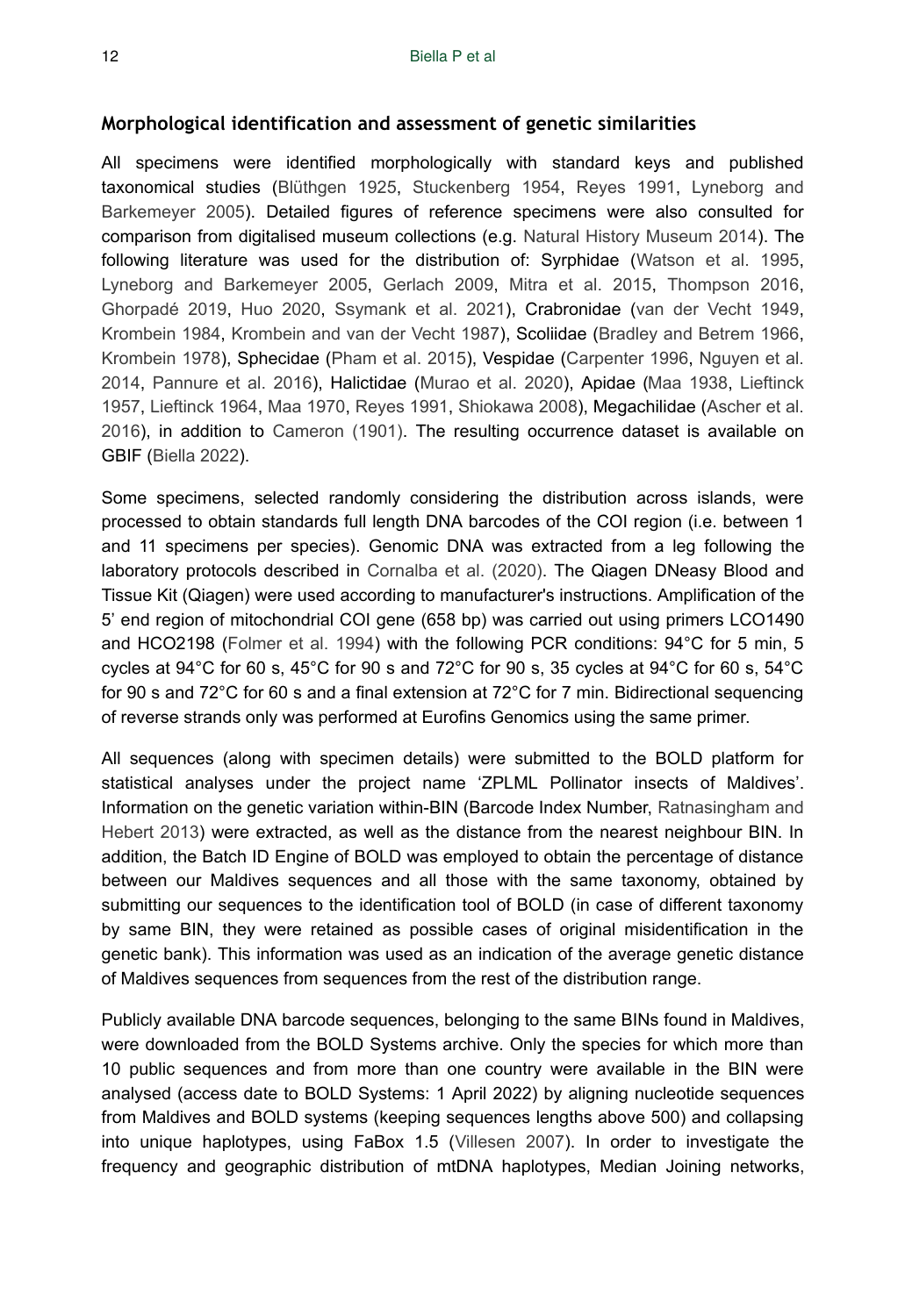### Morphological identification and assessment of genetic similarities

All specimens were identified morphologically with standard keys and published taxonomical studies (Blüthgen 1925, Stuckenberg 1954, Reyes 1991, Lyneborg and Barkemeyer 2005). Detailed figures of reference specimens were also consulted for comparison from digitalised museum collections (e.g. Natural History Museum 2014). The following literature was used for the distribution of: Syrphidae (Watson et al. 1995, Lyneborg and Barkemeyer 2005, Gerlach 2009, Mitra et al. 2015, Thompson 2016, Ghorpadé 2019, Huo 2020, Ssymank et al. 2021), Crabronidae (van der Vecht 1949, Krombein 1984, Krombein and van der Vecht 1987), Scoliidae (Bradley and Betrem 1966, Krombein 1978), Sphecidae (Pham et al. 2015), Vespidae (Carpenter 1996, Nguyen et al. 2014, Pannure et al. 2016), Halictidae (Murao et al. 2020), Apidae (Maa 1938, Lieftinck 1957, Lieftinck 1964, Maa 1970, Reyes 1991, Shiokawa 2008), Megachilidae (Ascher et al. 2016), in addition to Cameron (1901). The resulting occurrence dataset is available on GBIF (Biella 2022).

Some specimens, selected randomly considering the distribution across islands, were processed to obtain standards full length DNA barcodes of the COI region (i.e. between 1 and 11 specimens per species). Genomic DNA was extracted from a leg following the laboratory protocols described in Cornalba et al. (2020). The Qiagen DNeasy Blood and Tissue Kit (Qiagen) were used according to manufacturer's instructions. Amplification of the 5' end region of mitochondrial COI gene (658 bp) was carried out using primers LCO1490 and HCO2198 (Folmer et al. 1994) with the following PCR conditions: 94°C for 5 min, 5 cycles at 94°C for 60 s, 45°C for 90 s and 72°C for 90 s, 35 cycles at 94°C for 60 s, 54°C for 90 s and 72°C for 60 s and a final extension at 72°C for 7 min. Bidirectional sequencing of reverse strands only was performed at Eurofins Genomics using the same primer.

All sequences (along with specimen details) were submitted to the BOLD platform for statistical analyses under the project name 'ZPLML Pollinator insects of Maldives'. Information on the genetic variation within-BIN (Barcode Index Number, Ratnasingham and Hebert 2013) were extracted, as well as the distance from the nearest neighbour BIN. In addition, the Batch ID Engine of BOLD was employed to obtain the percentage of distance between our Maldives sequences and all those with the same taxonomy, obtained by submitting our sequences to the identification tool of BOLD (in case of different taxonomy by same BIN, they were retained as possible cases of original misidentification in the genetic bank). This information was used as an indication of the average genetic distance of Maldives sequences from sequences from the rest of the distribution range.

Publicly available DNA barcode sequences, belonging to the same BINs found in Maldives, were downloaded from the BOLD Systems archive. Only the species for which more than 10 public sequences and from more than one country were available in the BIN were analysed (access date to BOLD Systems: 1 April 2022) by aligning nucleotide sequences from Maldives and BOLD systems (keeping sequences lengths above 500) and collapsing into unique haplotypes, using FaBox 1.5 (Villesen 2007). In order to investigate the frequency and geographic distribution of mtDNA haplotypes, Median Joining networks,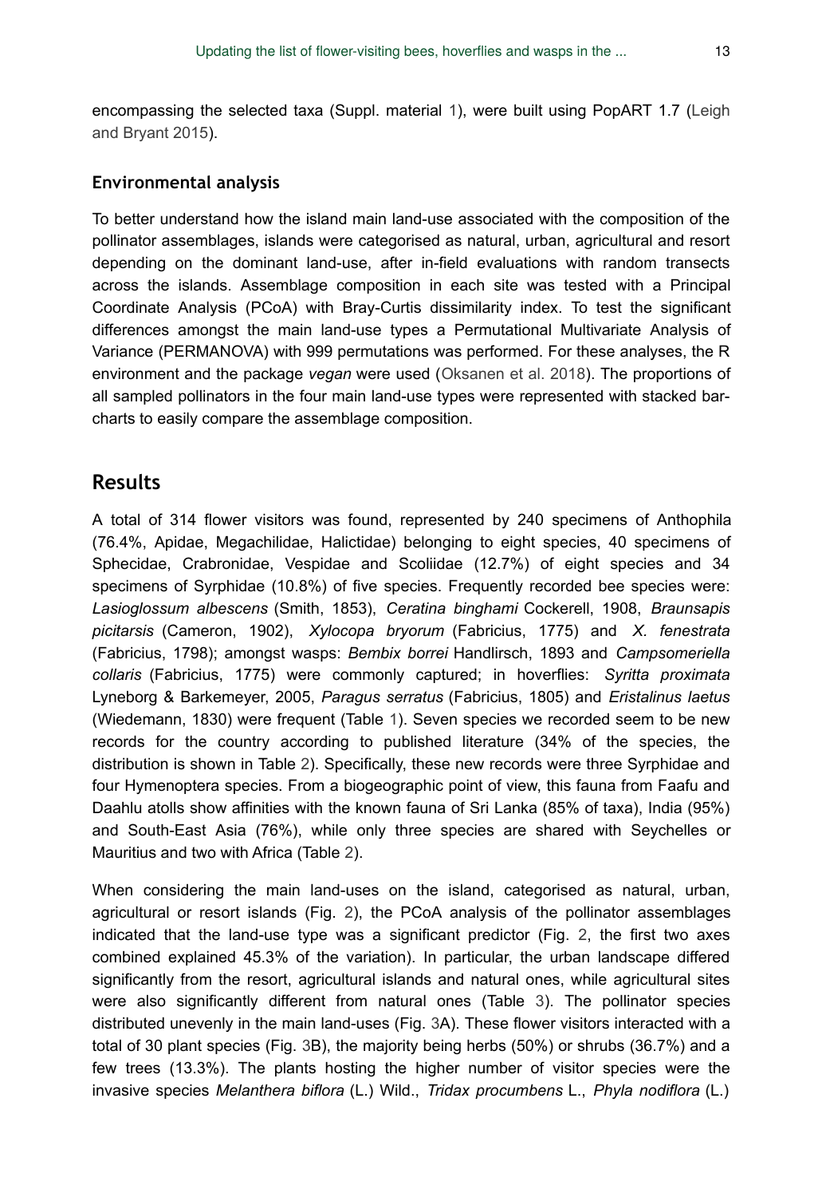encompassing the selected taxa (Suppl. material 1), were built using PopART 1.7 (Leigh and Bryant 2015).

### Environmental analysis

To better understand how the island main land-use associated with the composition of the pollinator assemblages, islands were categorised as natural, urban, agricultural and resort depending on the dominant land-use, after in-field evaluations with random transects across the islands. Assemblage composition in each site was tested with a Principal Coordinate Analysis (PCoA) with Bray-Curtis dissimilarity index. To test the significant differences amongst the main land-use types a Permutational Multivariate Analysis of Variance (PERMANOVA) with 999 permutations was performed. For these analyses, the R environment and the package *vegan* were used (Oksanen et al. 2018). The proportions of all sampled pollinators in the four main land-use types were represented with stacked bar-charts to easily compare the assemblage composition.

## Results

A total of 314 flower visitors was found, represented by 240 specimens of Anthophila (76.4%, Apidae, Megachilidae, Halictidae) belonging to eight species, 40 specimens of Sphecidae, Crabronidae, Vespidae and Scoliidae (12.7%) of eight species and 34 specimens of Syrphidae (10.8%) of five species. Frequently recorded bee species were: *Lasioglossum albescens* (Smith, 1853), *Ceratina binghami* Cockerell, 1908, *Braunsapis picitarsis* (Cameron, 1902), *Xylocopa bryorum* (Fabricius, 1775) and *X. fenestrata* (Fabricius, 1798); amongst wasps: *Bembix borrei* Handlirsch, 1893 and *Campsomeriella collaris* (Fabricius, 1775) were commonly captured; in hoverflies: *Syritta proximata* Lyneborg & Barkemeyer, 2005, *Paragus serratus* (Fabricius, 1805) and *Eristalinus laetus* (Wiedemann, 1830) were frequent (Table 1). Seven species we recorded seem to be new records for the country according to published literature (34% of the species, the distribution is shown in Table 2). Specifically, these new records were three Syrphidae and four Hymenoptera species. From a biogeographic point of view, this fauna from Faafu and Daahlu atolls show affinities with the known fauna of Sri Lanka (85% of taxa), India (95%) and South-East Asia (76%), while only three species are shared with Seychelles or Mauritius and two with Africa (Table 2).

When considering the main land-uses on the island, categorised as natural, urban, agricultural or resort islands (Fig. 2), the PCoA analysis of the pollinator assemblages indicated that the land-use type was a significant predictor (Fig. 2, the first two axes combined explained 45.3% of the variation). In particular, the urban landscape differed significantly from the resort, agricultural islands and natural ones, while agricultural sites were also significantly different from natural ones (Table 3). The pollinator species distributed unevenly in the main land-uses (Fig. 3A). These flower visitors interacted with a total of 30 plant species (Fig. 3B), the majority being herbs (50%) or shrubs (36.7%) and a few trees (13.3%). The plants hosting the higher number of visitor species were the invasive species *Melanthera biflora* (L.) Wild., *Tridax procumbens* L., *Phyla nodiflora* (L.)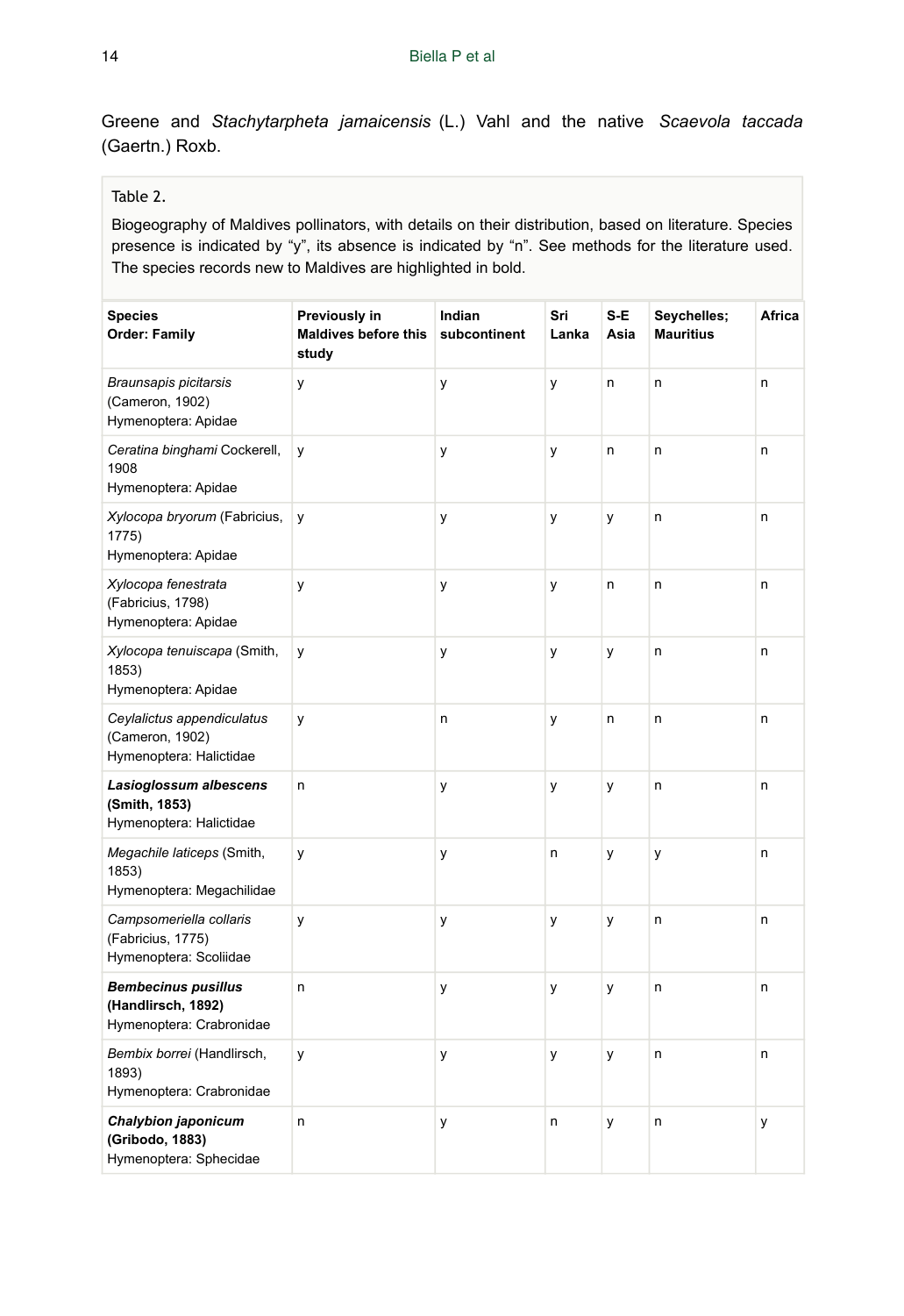Greene and *Stachytarpheta jamaicensis* (L.) Vahl and the native *Scaevola taccada* (Gaertn.) Roxb.

Table 2.

Biogeography of Maldives pollinators, with details on their distribution, based on literature. Species presence is indicated by “y”, its absence is indicated by “n”. See methods for the literature used. The species records new to Maldives are highlighted in bold.

| Species<br>Order: Family | Previously in Maldives before this study | Indian subcontinent | Sri Lanka | S-E Asia | Seychelles; Mauritius | Africa |
|---|---|---|---|---|---|---|
| *Braunsapis picitarsis* (Cameron, 1902)<br>Hymenoptera: Apidae | y | y | y | n | n | n |
| *Ceratina binghami* Cockerell, 1908<br>Hymenoptera: Apidae | y | y | y | n | n | n |
| *Xylocopa bryorum* (Fabricius, 1775)<br>Hymenoptera: Apidae | y | y | y | y | n | n |
| *Xylocopa fenestrata* (Fabricius, 1798)<br>Hymenoptera: Apidae | y | y | y | n | n | n |
| *Xylocopa tenuiscapa* (Smith, 1853)<br>Hymenoptera: Apidae | y | y | y | y | n | n |
| *Ceylalictus appendiculatus* (Cameron, 1902)<br>Hymenoptera: Halictidae | y | n | y | n | n | n |
| ***Lasioglossum albescens* (Smith, 1853)**<br>Hymenoptera: Halictidae | n | y | y | y | n | n |
| *Megachile laticeps* (Smith, 1853)<br>Hymenoptera: Megachilidae | y | y | n | y | y | n |
| *Campsomeriella collaris* (Fabricius, 1775)<br>Hymenoptera: Scoliidae | y | y | y | y | n | n |
| ***Bembecinus pusillus* (Handlirsch, 1892)**<br>Hymenoptera: Crabronidae | n | y | y | y | n | n |
| *Bembix borrei* (Handlirsch, 1893)<br>Hymenoptera: Crabronidae | y | y | y | y | n | n |
| ***Chalybion japonicum* (Gribodo, 1883)**<br>Hymenoptera: Sphecidae | n | y | n | y | n | y |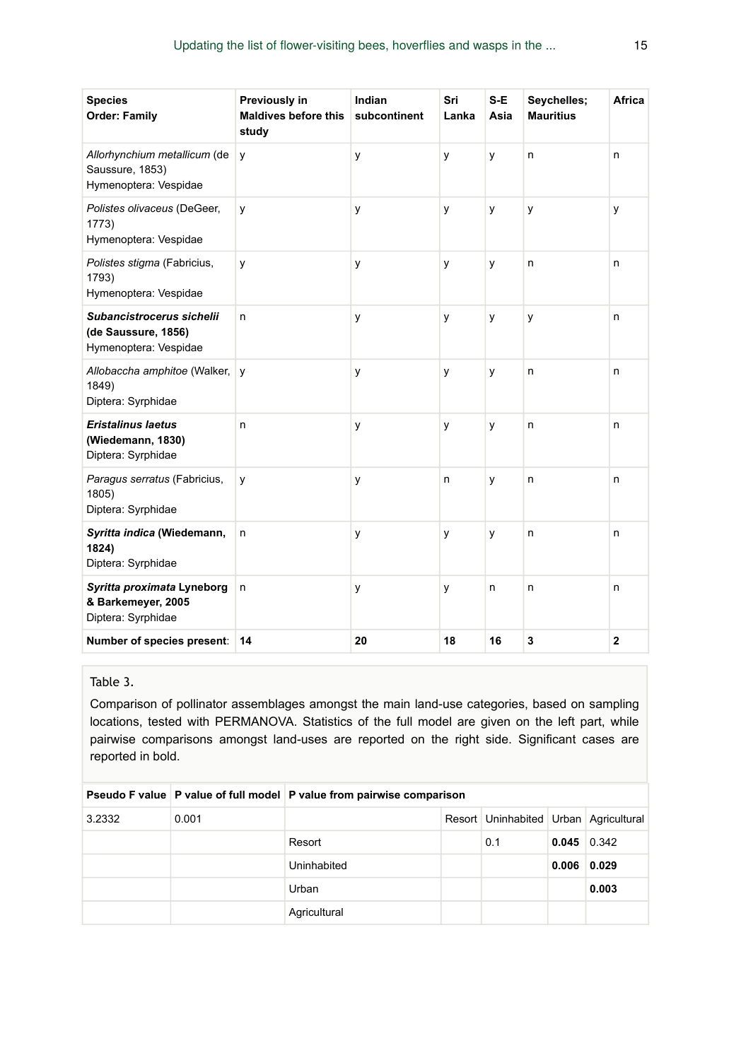| Species<br>Order: Family | Previously in Maldives before this study | Indian subcontinent | Sri Lanka | S-E Asia | Seychelles; Mauritius | Africa |
|---|---|---|---|---|---|---|
| *Allorhynchium metallicum* (de Saussure, 1853)<br>Hymenoptera: Vespidae | y | y | y | y | n | n |
| *Polistes olivaceus* (DeGeer, 1773)<br>Hymenoptera: Vespidae | y | y | y | y | y | y |
| *Polistes stigma* (Fabricius, 1793)<br>Hymenoptera: Vespidae | y | y | y | y | n | n |
| ***Subancistrocerus sichelii* (de Saussure, 1856)**<br>Hymenoptera: Vespidae | n | y | y | y | y | n |
| *Allobaccha amphitoe* (Walker, 1849)<br>Diptera: Syrphidae | y | y | y | y | n | n |
| ***Eristalinus laetus* (Wiedemann, 1830)**<br>Diptera: Syrphidae | n | y | y | y | n | n |
| *Paragus serratus* (Fabricius, 1805)<br>Diptera: Syrphidae | y | y | n | y | n | n |
| ***Syritta indica* (Wiedemann, 1824)**<br>Diptera: Syrphidae | n | y | y | y | n | n |
| ***Syritta proximata* Lyneborg & Barkemeyer, 2005**<br>Diptera: Syrphidae | n | y | y | n | n | n |
| **Number of species present**: | **14** | **20** | **18** | **16** | **3** | **2** |

Table 3.

Comparison of pollinator assemblages amongst the main land-use categories, based on sampling locations, tested with PERMANOVA. Statistics of the full model are given on the left part, while pairwise comparisons amongst land-uses are reported on the right side. Significant cases are reported in bold.

| Pseudo F value | P value of full model | P value from pairwise comparison | | | | |
|---|---|---|---|---|---|---|
| 3.2332 | 0.001 | | Resort | Uninhabited | Urban | Agricultural |
| | | Resort | | 0.1 | **0.045** | 0.342 |
| | | Uninhabited | | | **0.006** | **0.029** |
| | | Urban | | | | **0.003** |
| | | Agricultural | | | | |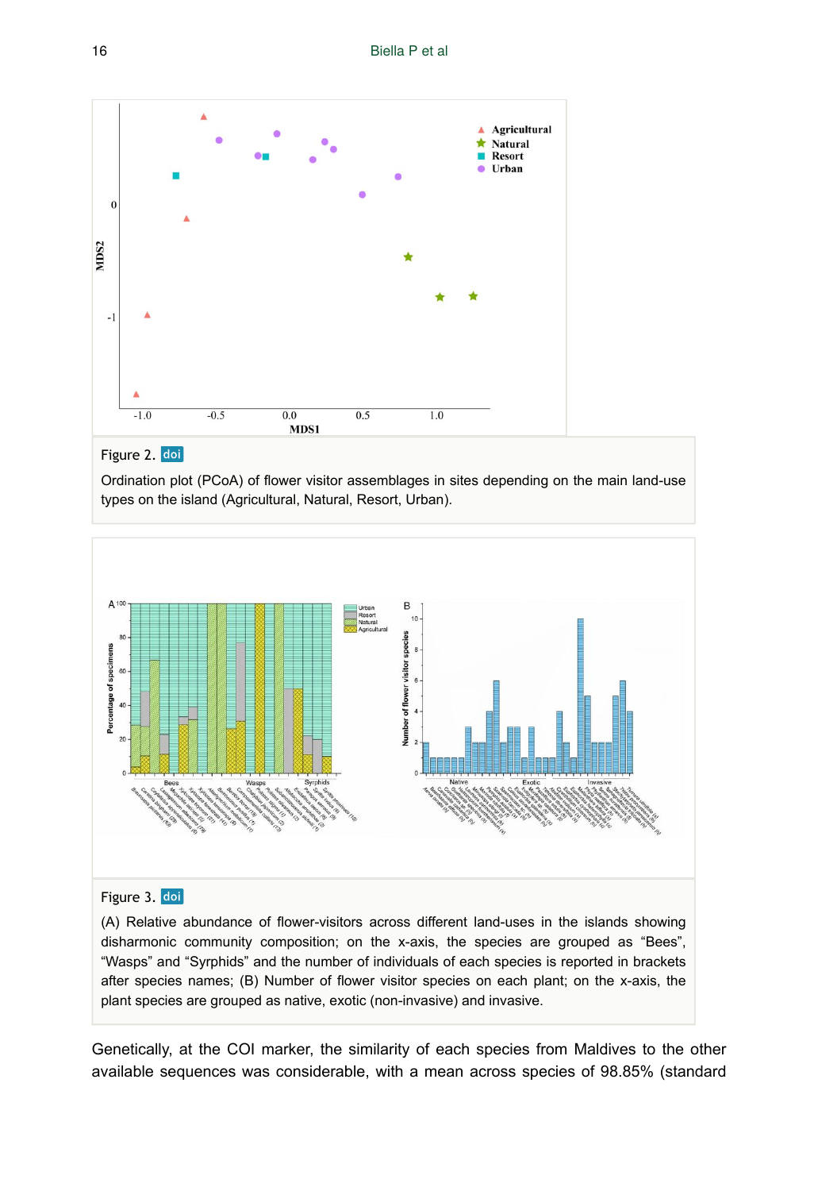Figure 2. doi

Ordination plot (PCoA) of flower visitor assemblages in sites depending on the main land-use types on the island (Agricultural, Natural, Resort, Urban).

Figure 3. doi

(A) Relative abundance of flower-visitors across different land-uses in the islands showing disharmonic community composition; on the x-axis, the species are grouped as "Bees", "Wasps" and "Syrphids" and the number of individuals of each species is reported in brackets after species names; (B) Number of flower visitor species on each plant; on the x-axis, the plant species are grouped as native, exotic (non-invasive) and invasive.

Genetically, at the COI marker, the similarity of each species from Maldives to the other available sequences was considerable, with a mean across species of 98.85% (standard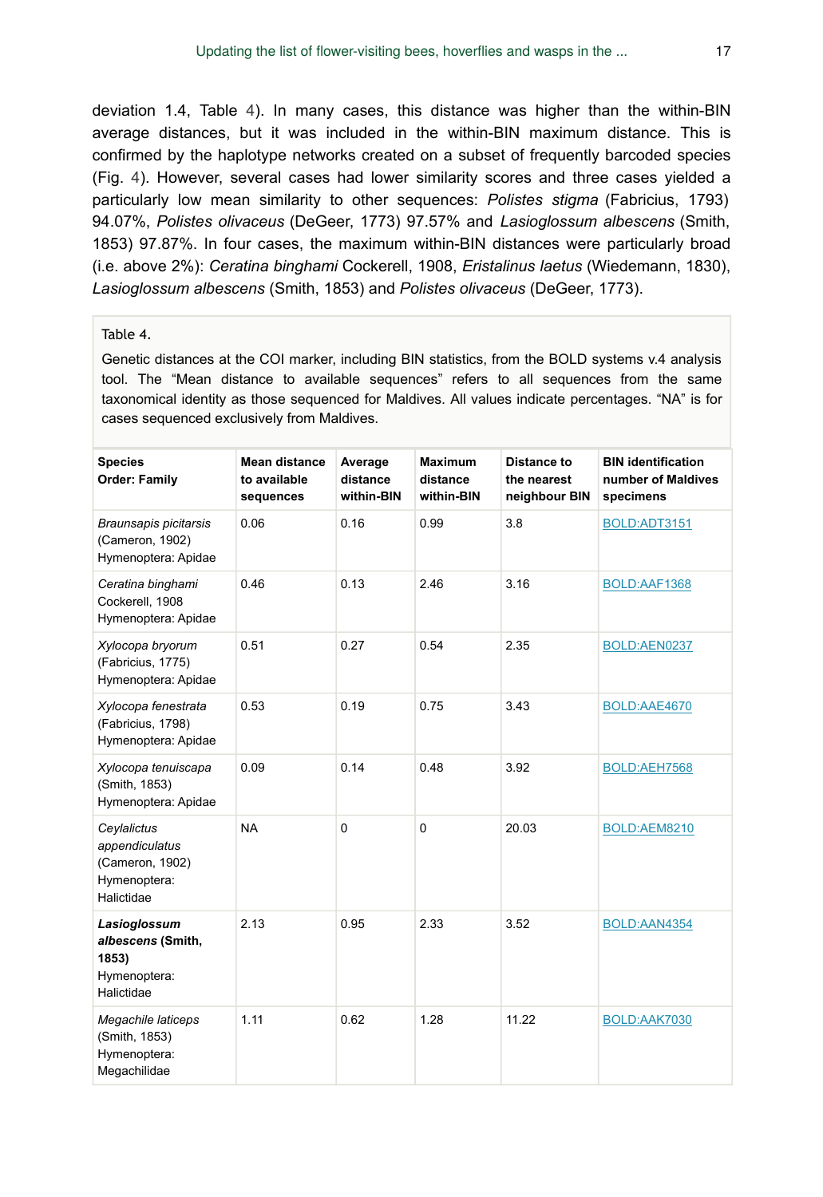deviation 1.4, Table 4). In many cases, this distance was higher than the within-BIN average distances, but it was included in the within-BIN maximum distance. This is confirmed by the haplotype networks created on a subset of frequently barcoded species (Fig. 4). However, several cases had lower similarity scores and three cases yielded a particularly low mean similarity to other sequences: *Polistes stigma* (Fabricius, 1793) 94.07%, *Polistes olivaceus* (DeGeer, 1773) 97.57% and *Lasioglossum albescens* (Smith, 1853) 97.87%. In four cases, the maximum within-BIN distances were particularly broad (i.e. above 2%): *Ceratina binghami* Cockerell, 1908, *Eristalinus laetus* (Wiedemann, 1830), *Lasioglossum albescens* (Smith, 1853) and *Polistes olivaceus* (DeGeer, 1773).

Table 4.

Genetic distances at the COI marker, including BIN statistics, from the BOLD systems v.4 analysis tool. The "Mean distance to available sequences" refers to all sequences from the same taxonomical identity as those sequenced for Maldives. All values indicate percentages. "NA" is for cases sequenced exclusively from Maldives.

| **Species** **Order: Family** | **Mean distance to available sequences** | **Average distance within-BIN** | **Maximum distance within-BIN** | **Distance to the nearest neighbour BIN** | **BIN identification number of Maldives specimens** |
|---|---|---|---|---|---|
| *Braunsapis picitarsis* (Cameron, 1902) Hymenoptera: Apidae | 0.06 | 0.16 | 0.99 | 3.8 | BOLD:ADT3151 |
| *Ceratina binghami* Cockerell, 1908 Hymenoptera: Apidae | 0.46 | 0.13 | 2.46 | 3.16 | BOLD:AAF1368 |
| *Xylocopa bryorum* (Fabricius, 1775) Hymenoptera: Apidae | 0.51 | 0.27 | 0.54 | 2.35 | BOLD:AEN0237 |
| *Xylocopa fenestrata* (Fabricius, 1798) Hymenoptera: Apidae | 0.53 | 0.19 | 0.75 | 3.43 | BOLD:AAE4670 |
| *Xylocopa tenuiscapa* (Smith, 1853) Hymenoptera: Apidae | 0.09 | 0.14 | 0.48 | 3.92 | BOLD:AEH7568 |
| *Ceylalictus appendiculatus* (Cameron, 1902) Hymenoptera: Halictidae | NA | 0 | 0 | 20.03 | BOLD:AEM8210 |
| ***Lasioglossum albescens*** **(Smith, 1853)** Hymenoptera: Halictidae | 2.13 | 0.95 | 2.33 | 3.52 | BOLD:AAN4354 |
| *Megachile laticeps* (Smith, 1853) Hymenoptera: Megachilidae | 1.11 | 0.62 | 1.28 | 11.22 | BOLD:AAK7030 |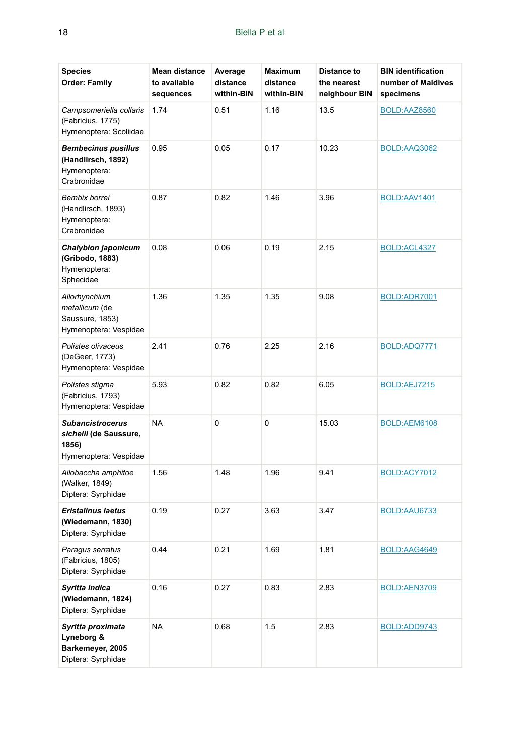| Species<br>Order: Family | Mean distance to available sequences | Average distance within-BIN | Maximum distance within-BIN | Distance to the nearest neighbour BIN | BIN identification number of Maldives specimens |
|---|---|---|---|---|---|
| *Campsomeriella collaris* (Fabricius, 1775) Hymenoptera: Scoliidae | 1.74 | 0.51 | 1.16 | 13.5 | BOLD:AAZ8560 |
| ***Bembecinus pusillus* (Handlirsch, 1892)** Hymenoptera: Crabronidae | 0.95 | 0.05 | 0.17 | 10.23 | BOLD:AAQ3062 |
| *Bembix borrei* (Handlirsch, 1893) Hymenoptera: Crabronidae | 0.87 | 0.82 | 1.46 | 3.96 | BOLD:AAV1401 |
| ***Chalybion japonicum* (Gribodo, 1883)** Hymenoptera: Sphecidae | 0.08 | 0.06 | 0.19 | 2.15 | BOLD:ACL4327 |
| *Allorhynchium metallicum* (de Saussure, 1853) Hymenoptera: Vespidae | 1.36 | 1.35 | 1.35 | 9.08 | BOLD:ADR7001 |
| *Polistes olivaceus* (DeGeer, 1773) Hymenoptera: Vespidae | 2.41 | 0.76 | 2.25 | 2.16 | BOLD:ADQ7771 |
| *Polistes stigma* (Fabricius, 1793) Hymenoptera: Vespidae | 5.93 | 0.82 | 0.82 | 6.05 | BOLD:AEJ7215 |
| ***Subancistrocerus sichelii* (de Saussure, 1856)** Hymenoptera: Vespidae | NA | 0 | 0 | 15.03 | BOLD:AEM6108 |
| *Allobaccha amphitoe* (Walker, 1849) Diptera: Syrphidae | 1.56 | 1.48 | 1.96 | 9.41 | BOLD:ACY7012 |
| ***Eristalinus laetus* (Wiedemann, 1830)** Diptera: Syrphidae | 0.19 | 0.27 | 3.63 | 3.47 | BOLD:AAU6733 |
| *Paragus serratus* (Fabricius, 1805) Diptera: Syrphidae | 0.44 | 0.21 | 1.69 | 1.81 | BOLD:AAG4649 |
| ***Syritta indica* (Wiedemann, 1824)** Diptera: Syrphidae | 0.16 | 0.27 | 0.83 | 2.83 | BOLD:AEN3709 |
| ***Syritta proximata* Lyneborg & Barkemeyer, 2005** Diptera: Syrphidae | NA | 0.68 | 1.5 | 2.83 | BOLD:ADD9743 |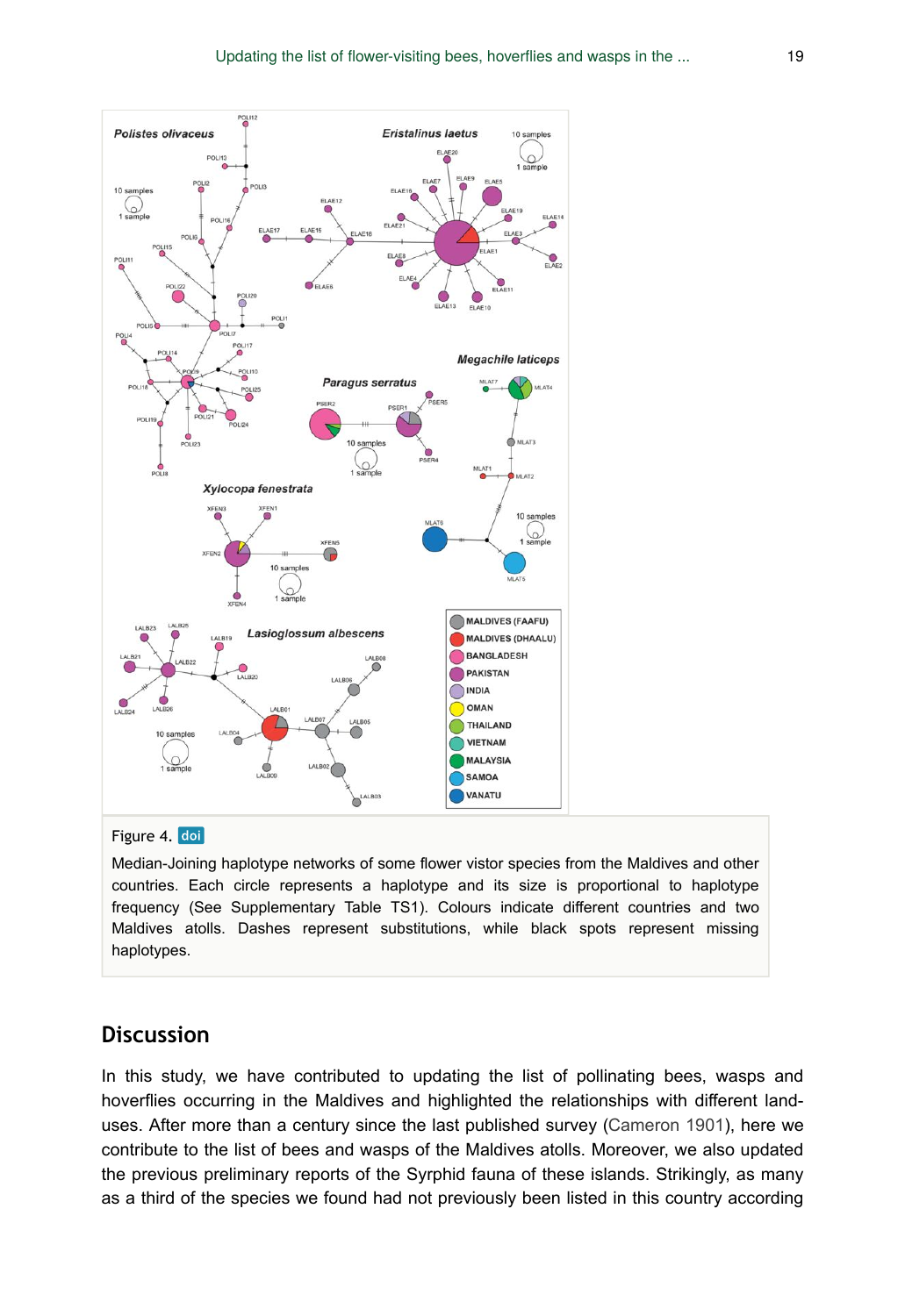Figure 4. doi

Median-Joining haplotype networks of some flower vistor species from the Maldives and other countries. Each circle represents a haplotype and its size is proportional to haplotype frequency (See Supplementary Table TS1). Colours indicate different countries and two Maldives atolls. Dashes represent substitutions, while black spots represent missing haplotypes.

## Discussion

In this study, we have contributed to updating the list of pollinating bees, wasps and hoverflies occurring in the Maldives and highlighted the relationships with different land-uses. After more than a century since the last published survey (Cameron 1901), here we contribute to the list of bees and wasps of the Maldives atolls. Moreover, we also updated the previous preliminary reports of the Syrphid fauna of these islands. Strikingly, as many as a third of the species we found had not previously been listed in this country according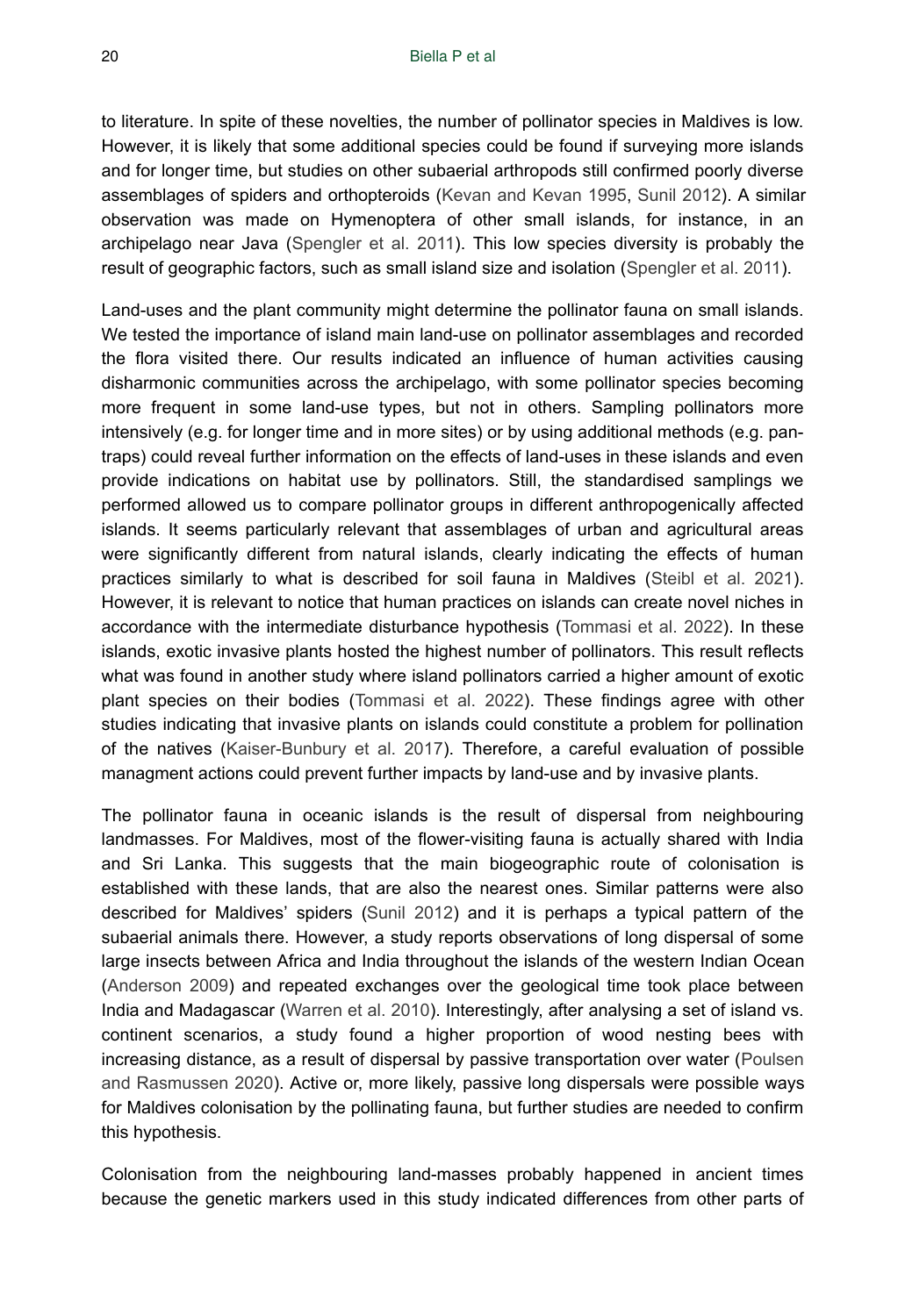to literature. In spite of these novelties, the number of pollinator species in Maldives is low. However, it is likely that some additional species could be found if surveying more islands and for longer time, but studies on other subaerial arthropods still confirmed poorly diverse assemblages of spiders and orthopteroids (Kevan and Kevan 1995, Sunil 2012). A similar observation was made on Hymenoptera of other small islands, for instance, in an archipelago near Java (Spengler et al. 2011). This low species diversity is probably the result of geographic factors, such as small island size and isolation (Spengler et al. 2011).

Land-uses and the plant community might determine the pollinator fauna on small islands. We tested the importance of island main land-use on pollinator assemblages and recorded the flora visited there. Our results indicated an influence of human activities causing disharmonic communities across the archipelago, with some pollinator species becoming more frequent in some land-use types, but not in others. Sampling pollinators more intensively (e.g. for longer time and in more sites) or by using additional methods (e.g. pan-traps) could reveal further information on the effects of land-uses in these islands and even provide indications on habitat use by pollinators. Still, the standardised samplings we performed allowed us to compare pollinator groups in different anthropogenically affected islands. It seems particularly relevant that assemblages of urban and agricultural areas were significantly different from natural islands, clearly indicating the effects of human practices similarly to what is described for soil fauna in Maldives (Steibl et al. 2021). However, it is relevant to notice that human practices on islands can create novel niches in accordance with the intermediate disturbance hypothesis (Tommasi et al. 2022). In these islands, exotic invasive plants hosted the highest number of pollinators. This result reflects what was found in another study where island pollinators carried a higher amount of exotic plant species on their bodies (Tommasi et al. 2022). These findings agree with other studies indicating that invasive plants on islands could constitute a problem for pollination of the natives (Kaiser-Bunbury et al. 2017). Therefore, a careful evaluation of possible managment actions could prevent further impacts by land-use and by invasive plants.

The pollinator fauna in oceanic islands is the result of dispersal from neighbouring landmasses. For Maldives, most of the flower-visiting fauna is actually shared with India and Sri Lanka. This suggests that the main biogeographic route of colonisation is established with these lands, that are also the nearest ones. Similar patterns were also described for Maldives' spiders (Sunil 2012) and it is perhaps a typical pattern of the subaerial animals there. However, a study reports observations of long dispersal of some large insects between Africa and India throughout the islands of the western Indian Ocean (Anderson 2009) and repeated exchanges over the geological time took place between India and Madagascar (Warren et al. 2010). Interestingly, after analysing a set of island vs. continent scenarios, a study found a higher proportion of wood nesting bees with increasing distance, as a result of dispersal by passive transportation over water (Poulsen and Rasmussen 2020). Active or, more likely, passive long dispersals were possible ways for Maldives colonisation by the pollinating fauna, but further studies are needed to confirm this hypothesis.

Colonisation from the neighbouring land-masses probably happened in ancient times because the genetic markers used in this study indicated differences from other parts of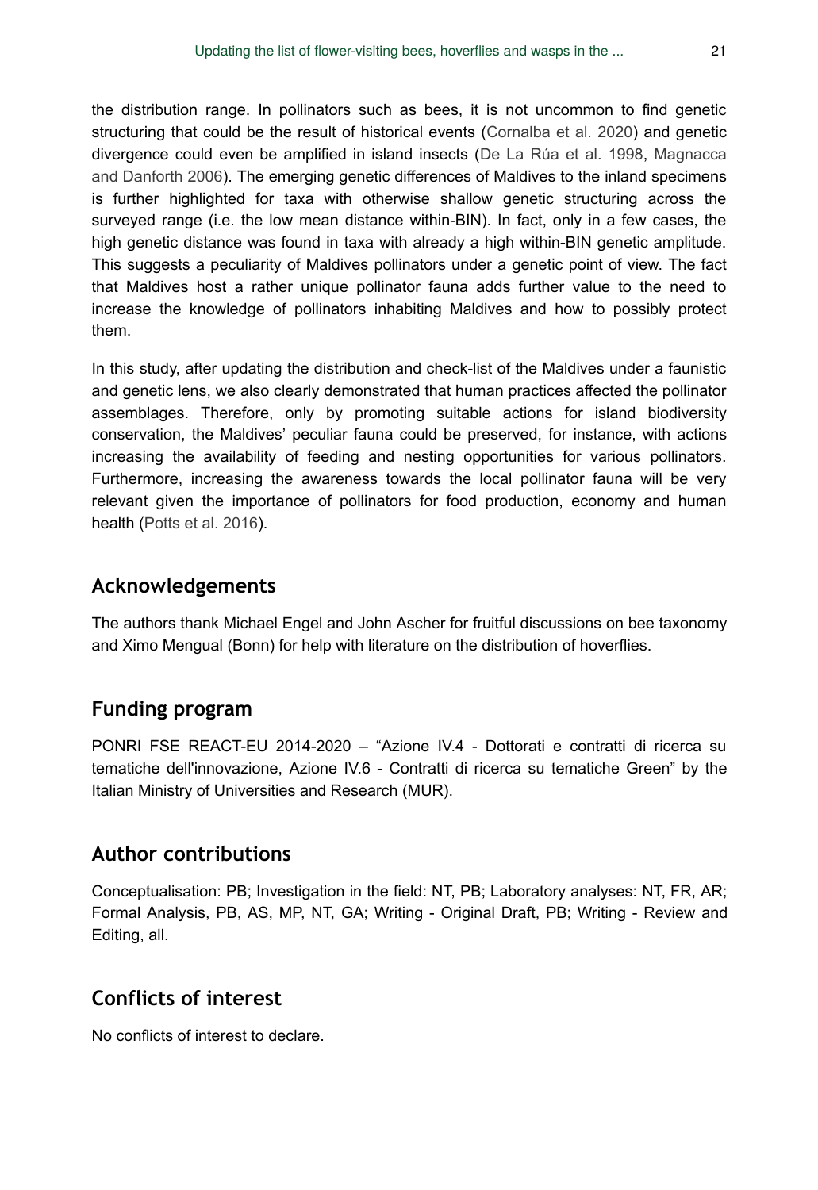the distribution range. In pollinators such as bees, it is not uncommon to find genetic structuring that could be the result of historical events (Cornalba et al. 2020) and genetic divergence could even be amplified in island insects (De La Rúa et al. 1998, Magnacca and Danforth 2006). The emerging genetic differences of Maldives to the inland specimens is further highlighted for taxa with otherwise shallow genetic structuring across the surveyed range (i.e. the low mean distance within-BIN). In fact, only in a few cases, the high genetic distance was found in taxa with already a high within-BIN genetic amplitude. This suggests a peculiarity of Maldives pollinators under a genetic point of view. The fact that Maldives host a rather unique pollinator fauna adds further value to the need to increase the knowledge of pollinators inhabiting Maldives and how to possibly protect them.

In this study, after updating the distribution and check-list of the Maldives under a faunistic and genetic lens, we also clearly demonstrated that human practices affected the pollinator assemblages. Therefore, only by promoting suitable actions for island biodiversity conservation, the Maldives' peculiar fauna could be preserved, for instance, with actions increasing the availability of feeding and nesting opportunities for various pollinators. Furthermore, increasing the awareness towards the local pollinator fauna will be very relevant given the importance of pollinators for food production, economy and human health (Potts et al. 2016).

## Acknowledgements

The authors thank Michael Engel and John Ascher for fruitful discussions on bee taxonomy and Ximo Mengual (Bonn) for help with literature on the distribution of hoverflies.

## Funding program

PONRI FSE REACT-EU 2014-2020 – "Azione IV.4 - Dottorati e contratti di ricerca su tematiche dell'innovazione, Azione IV.6 - Contratti di ricerca su tematiche Green" by the Italian Ministry of Universities and Research (MUR).

## Author contributions

Conceptualisation: PB; Investigation in the field: NT, PB; Laboratory analyses: NT, FR, AR; Formal Analysis, PB, AS, MP, NT, GA; Writing - Original Draft, PB; Writing - Review and Editing, all.

## Conflicts of interest

No conflicts of interest to declare.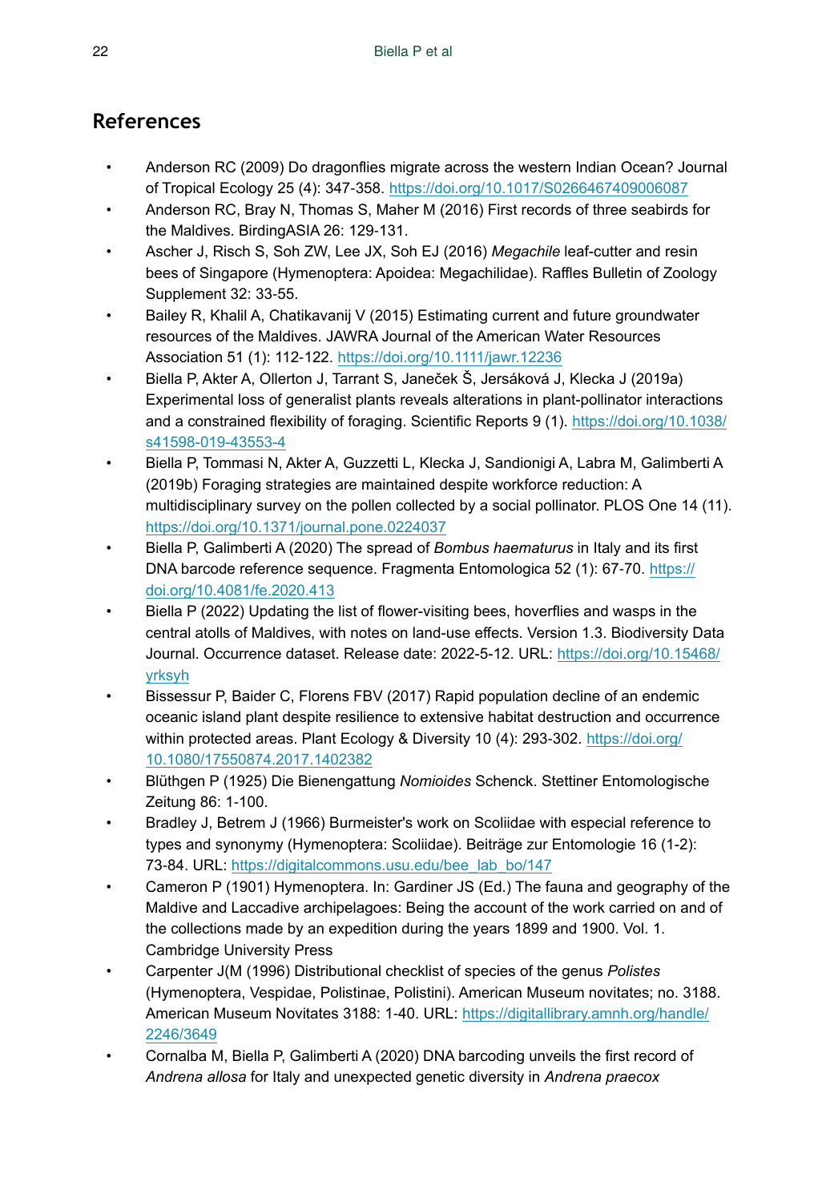## References

- Anderson RC (2009) Do dragonflies migrate across the western Indian Ocean? Journal of Tropical Ecology 25 (4): 347-358. https://doi.org/10.1017/S0266467409006087
- Anderson RC, Bray N, Thomas S, Maher M (2016) First records of three seabirds for the Maldives. BirdingASIA 26: 129-131.
- Ascher J, Risch S, Soh ZW, Lee JX, Soh EJ (2016) *Megachile* leaf-cutter and resin bees of Singapore (Hymenoptera: Apoidea: Megachilidae). Raffles Bulletin of Zoology Supplement 32: 33-55.
- Bailey R, Khalil A, Chatikavanij V (2015) Estimating current and future groundwater resources of the Maldives. JAWRA Journal of the American Water Resources Association 51 (1): 112-122. https://doi.org/10.1111/jawr.12236
- Biella P, Akter A, Ollerton J, Tarrant S, Janeček Š, Jersáková J, Klecka J (2019a) Experimental loss of generalist plants reveals alterations in plant-pollinator interactions and a constrained flexibility of foraging. Scientific Reports 9 (1). https://doi.org/10.1038/s41598-019-43553-4
- Biella P, Tommasi N, Akter A, Guzzetti L, Klecka J, Sandionigi A, Labra M, Galimberti A (2019b) Foraging strategies are maintained despite workforce reduction: A multidisciplinary survey on the pollen collected by a social pollinator. PLOS One 14 (11). https://doi.org/10.1371/journal.pone.0224037
- Biella P, Galimberti A (2020) The spread of *Bombus haematurus* in Italy and its first DNA barcode reference sequence. Fragmenta Entomologica 52 (1): 67-70. https://doi.org/10.4081/fe.2020.413
- Biella P (2022) Updating the list of flower-visiting bees, hoverflies and wasps in the central atolls of Maldives, with notes on land-use effects. Version 1.3. Biodiversity Data Journal. Occurrence dataset. Release date: 2022-5-12. URL: https://doi.org/10.15468/yrksyh
- Bissessur P, Baider C, Florens FBV (2017) Rapid population decline of an endemic oceanic island plant despite resilience to extensive habitat destruction and occurrence within protected areas. Plant Ecology & Diversity 10 (4): 293-302. https://doi.org/10.1080/17550874.2017.1402382
- Blüthgen P (1925) Die Bienengattung *Nomioides* Schenck. Stettiner Entomologische Zeitung 86: 1-100.
- Bradley J, Betrem J (1966) Burmeister's work on Scoliidae with especial reference to types and synonymy (Hymenoptera: Scoliidae). Beiträge zur Entomologie 16 (1-2): 73-84. URL: https://digitalcommons.usu.edu/bee_lab_bo/147
- Cameron P (1901) Hymenoptera. In: Gardiner JS (Ed.) The fauna and geography of the Maldive and Laccadive archipelagoes: Being the account of the work carried on and of the collections made by an expedition during the years 1899 and 1900. Vol. 1. Cambridge University Press
- Carpenter J(M (1996) Distributional checklist of species of the genus *Polistes* (Hymenoptera, Vespidae, Polistinae, Polistini). American Museum novitates; no. 3188. American Museum Novitates 3188: 1-40. URL: https://digitallibrary.amnh.org/handle/2246/3649
- Cornalba M, Biella P, Galimberti A (2020) DNA barcoding unveils the first record of *Andrena allosa* for Italy and unexpected genetic diversity in *Andrena praecox*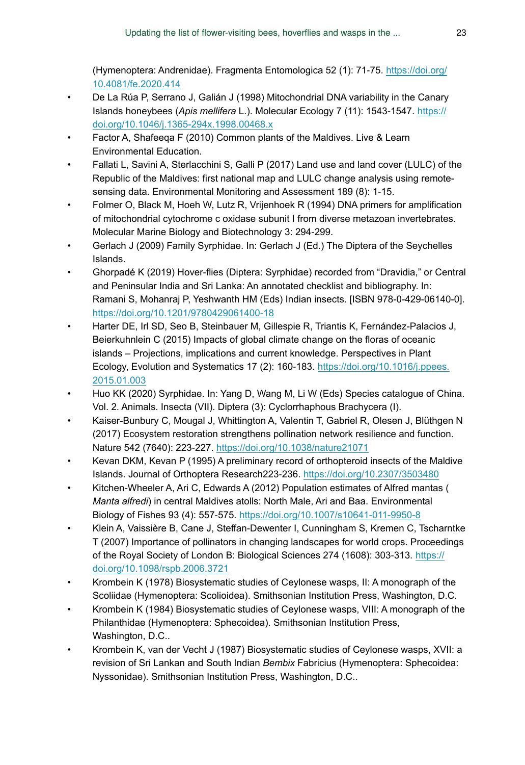(Hymenoptera: Andrenidae). Fragmenta Entomologica 52 (1): 71-75. https://doi.org/10.4081/fe.2020.414

- De La Rúa P, Serrano J, Galián J (1998) Mitochondrial DNA variability in the Canary Islands honeybees (*Apis mellifera* L.). Molecular Ecology 7 (11): 1543-1547. https://doi.org/10.1046/j.1365-294x.1998.00468.x
- Factor A, Shafeeqa F (2010) Common plants of the Maldives. Live & Learn Environmental Education.
- Fallati L, Savini A, Sterlacchini S, Galli P (2017) Land use and land cover (LULC) of the Republic of the Maldives: first national map and LULC change analysis using remote-sensing data. Environmental Monitoring and Assessment 189 (8): 1-15.
- Folmer O, Black M, Hoeh W, Lutz R, Vrijenhoek R (1994) DNA primers for amplification of mitochondrial cytochrome c oxidase subunit I from diverse metazoan invertebrates. Molecular Marine Biology and Biotechnology 3: 294-299.
- Gerlach J (2009) Family Syrphidae. In: Gerlach J (Ed.) The Diptera of the Seychelles Islands.
- Ghorpadé K (2019) Hover-flies (Diptera: Syrphidae) recorded from "Dravidia," or Central and Peninsular India and Sri Lanka: An annotated checklist and bibliography. In: Ramani S, Mohanraj P, Yeshwanth HM (Eds) Indian insects. [ISBN 978-0-429-06140-0]. https://doi.org/10.1201/9780429061400-18
- Harter DE, Irl SD, Seo B, Steinbauer M, Gillespie R, Triantis K, Fernández-Palacios J, Beierkuhnlein C (2015) Impacts of global climate change on the floras of oceanic islands – Projections, implications and current knowledge. Perspectives in Plant Ecology, Evolution and Systematics 17 (2): 160-183. https://doi.org/10.1016/j.ppees.2015.01.003
- Huo KK (2020) Syrphidae. In: Yang D, Wang M, Li W (Eds) Species catalogue of China. Vol. 2. Animals. Insecta (VII). Diptera (3): Cyclorrhaphous Brachycera (I).
- Kaiser-Bunbury C, Mougal J, Whittington A, Valentin T, Gabriel R, Olesen J, Blüthgen N (2017) Ecosystem restoration strengthens pollination network resilience and function. Nature 542 (7640): 223-227. https://doi.org/10.1038/nature21071
- Kevan DKM, Kevan P (1995) A preliminary record of orthopteroid insects of the Maldive Islands. Journal of Orthoptera Research223-236. https://doi.org/10.2307/3503480
- Kitchen-Wheeler A, Ari C, Edwards A (2012) Population estimates of Alfred mantas (*Manta alfredi*) in central Maldives atolls: North Male, Ari and Baa. Environmental Biology of Fishes 93 (4): 557-575. https://doi.org/10.1007/s10641-011-9950-8
- Klein A, Vaissière B, Cane J, Steffan-Dewenter I, Cunningham S, Kremen C, Tscharntke T (2007) Importance of pollinators in changing landscapes for world crops. Proceedings of the Royal Society of London B: Biological Sciences 274 (1608): 303-313. https://doi.org/10.1098/rspb.2006.3721
- Krombein K (1978) Biosystematic studies of Ceylonese wasps, II: A monograph of the Scoliidae (Hymenoptera: Scolioidea). Smithsonian Institution Press, Washington, D.C.
- Krombein K (1984) Biosystematic studies of Ceylonese wasps, VIII: A monograph of the Philanthidae (Hymenoptera: Sphecoidea). Smithsonian Institution Press, Washington, D.C..
- Krombein K, van der Vecht J (1987) Biosystematic studies of Ceylonese wasps, XVII: a revision of Sri Lankan and South Indian *Bembix* Fabricius (Hymenoptera: Sphecoidea: Nyssonidae). Smithsonian Institution Press, Washington, D.C..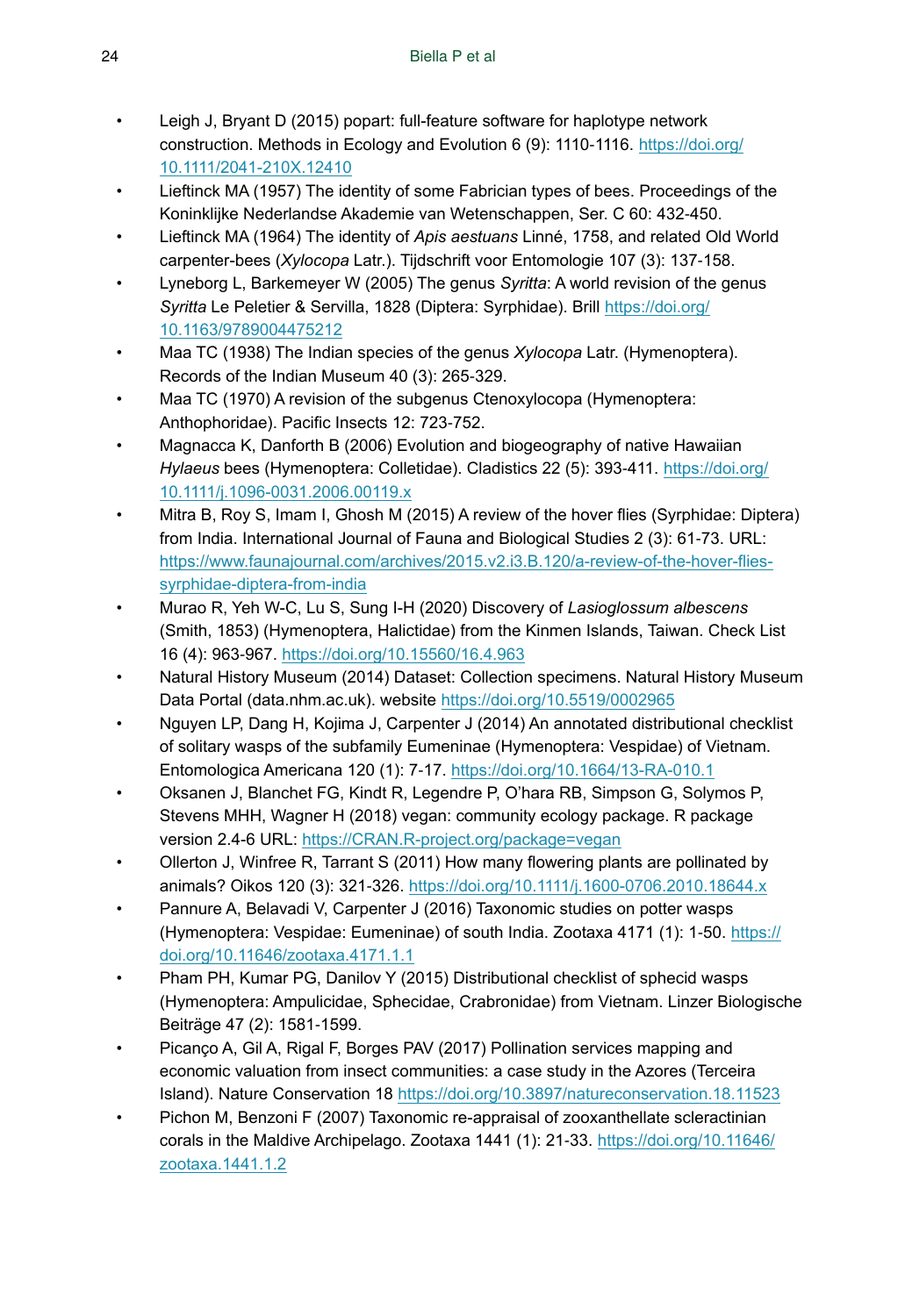- Leigh J, Bryant D (2015) popart: full-feature software for haplotype network construction. Methods in Ecology and Evolution 6 (9): 1110-1116. https://doi.org/10.1111/2041-210X.12410
- Lieftinck MA (1957) The identity of some Fabrician types of bees. Proceedings of the Koninklijke Nederlandse Akademie van Wetenschappen, Ser. C 60: 432-450.
- Lieftinck MA (1964) The identity of *Apis aestuans* Linné, 1758, and related Old World carpenter-bees (*Xylocopa* Latr.). Tijdschrift voor Entomologie 107 (3): 137-158.
- Lyneborg L, Barkemeyer W (2005) The genus *Syritta*: A world revision of the genus *Syritta* Le Peletier & Servilla, 1828 (Diptera: Syrphidae). Brill https://doi.org/10.1163/9789004475212
- Maa TC (1938) The Indian species of the genus *Xylocopa* Latr. (Hymenoptera). Records of the Indian Museum 40 (3): 265-329.
- Maa TC (1970) A revision of the subgenus Ctenoxylocopa (Hymenoptera: Anthophoridae). Pacific Insects 12: 723-752.
- Magnacca K, Danforth B (2006) Evolution and biogeography of native Hawaiian *Hylaeus* bees (Hymenoptera: Colletidae). Cladistics 22 (5): 393-411. https://doi.org/10.1111/j.1096-0031.2006.00119.x
- Mitra B, Roy S, Imam I, Ghosh M (2015) A review of the hover flies (Syrphidae: Diptera) from India. International Journal of Fauna and Biological Studies 2 (3): 61-73. URL: https://www.faunajournal.com/archives/2015.v2.i3.B.120/a-review-of-the-hover-flies-syrphidae-diptera-from-india
- Murao R, Yeh W-C, Lu S, Sung I-H (2020) Discovery of *Lasioglossum albescens* (Smith, 1853) (Hymenoptera, Halictidae) from the Kinmen Islands, Taiwan. Check List 16 (4): 963-967. https://doi.org/10.15560/16.4.963
- Natural History Museum (2014) Dataset: Collection specimens. Natural History Museum Data Portal (data.nhm.ac.uk). website https://doi.org/10.5519/0002965
- Nguyen LP, Dang H, Kojima J, Carpenter J (2014) An annotated distributional checklist of solitary wasps of the subfamily Eumeninae (Hymenoptera: Vespidae) of Vietnam. Entomologica Americana 120 (1): 7-17. https://doi.org/10.1664/13-RA-010.1
- Oksanen J, Blanchet FG, Kindt R, Legendre P, O'hara RB, Simpson G, Solymos P, Stevens MHH, Wagner H (2018) vegan: community ecology package. R package version 2.4-6 URL: https://CRAN.R-project.org/package=vegan
- Ollerton J, Winfree R, Tarrant S (2011) How many flowering plants are pollinated by animals? Oikos 120 (3): 321-326. https://doi.org/10.1111/j.1600-0706.2010.18644.x
- Pannure A, Belavadi V, Carpenter J (2016) Taxonomic studies on potter wasps (Hymenoptera: Vespidae: Eumeninae) of south India. Zootaxa 4171 (1): 1-50. https://doi.org/10.11646/zootaxa.4171.1.1
- Pham PH, Kumar PG, Danilov Y (2015) Distributional checklist of sphecid wasps (Hymenoptera: Ampulicidae, Sphecidae, Crabronidae) from Vietnam. Linzer Biologische Beiträge 47 (2): 1581-1599.
- Picanço A, Gil A, Rigal F, Borges PAV (2017) Pollination services mapping and economic valuation from insect communities: a case study in the Azores (Terceira Island). Nature Conservation 18 https://doi.org/10.3897/natureconservation.18.11523
- Pichon M, Benzoni F (2007) Taxonomic re-appraisal of zooxanthellate scleractinian corals in the Maldive Archipelago. Zootaxa 1441 (1): 21-33. https://doi.org/10.11646/zootaxa.1441.1.2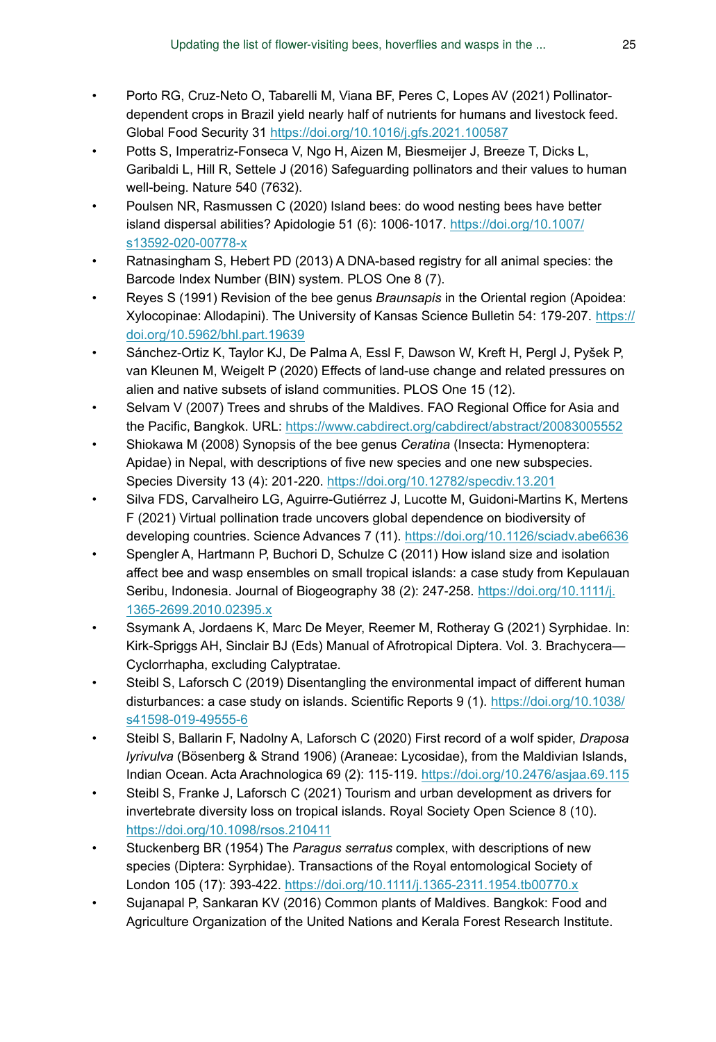- Porto RG, Cruz-Neto O, Tabarelli M, Viana BF, Peres C, Lopes AV (2021) Pollinator-dependent crops in Brazil yield nearly half of nutrients for humans and livestock feed. Global Food Security 31 https://doi.org/10.1016/j.gfs.2021.100587
- Potts S, Imperatriz-Fonseca V, Ngo H, Aizen M, Biesmeijer J, Breeze T, Dicks L, Garibaldi L, Hill R, Settele J (2016) Safeguarding pollinators and their values to human well-being. Nature 540 (7632).
- Poulsen NR, Rasmussen C (2020) Island bees: do wood nesting bees have better island dispersal abilities? Apidologie 51 (6): 1006-1017. https://doi.org/10.1007/s13592-020-00778-x
- Ratnasingham S, Hebert PD (2013) A DNA-based registry for all animal species: the Barcode Index Number (BIN) system. PLOS One 8 (7).
- Reyes S (1991) Revision of the bee genus *Braunsapis* in the Oriental region (Apoidea: Xylocopinae: Allodapini). The University of Kansas Science Bulletin 54: 179-207. https://doi.org/10.5962/bhl.part.19639
- Sánchez-Ortiz K, Taylor KJ, De Palma A, Essl F, Dawson W, Kreft H, Pergl J, Pyšek P, van Kleunen M, Weigelt P (2020) Effects of land-use change and related pressures on alien and native subsets of island communities. PLOS One 15 (12).
- Selvam V (2007) Trees and shrubs of the Maldives. FAO Regional Office for Asia and the Pacific, Bangkok. URL: https://www.cabdirect.org/cabdirect/abstract/20083005552
- Shiokawa M (2008) Synopsis of the bee genus *Ceratina* (Insecta: Hymenoptera: Apidae) in Nepal, with descriptions of five new species and one new subspecies. Species Diversity 13 (4): 201-220. https://doi.org/10.12782/specdiv.13.201
- Silva FDS, Carvalheiro LG, Aguirre-Gutiérrez J, Lucotte M, Guidoni-Martins K, Mertens F (2021) Virtual pollination trade uncovers global dependence on biodiversity of developing countries. Science Advances 7 (11). https://doi.org/10.1126/sciadv.abe6636
- Spengler A, Hartmann P, Buchori D, Schulze C (2011) How island size and isolation affect bee and wasp ensembles on small tropical islands: a case study from Kepulauan Seribu, Indonesia. Journal of Biogeography 38 (2): 247-258. https://doi.org/10.1111/j.1365-2699.2010.02395.x
- Ssymank A, Jordaens K, Marc De Meyer, Reemer M, Rotheray G (2021) Syrphidae. In: Kirk-Spriggs AH, Sinclair BJ (Eds) Manual of Afrotropical Diptera. Vol. 3. Brachycera—Cyclorrhapha, excluding Calyptratae.
- Steibl S, Laforsch C (2019) Disentangling the environmental impact of different human disturbances: a case study on islands. Scientific Reports 9 (1). https://doi.org/10.1038/s41598-019-49555-6
- Steibl S, Ballarin F, Nadolny A, Laforsch C (2020) First record of a wolf spider, *Draposa lyrivulva* (Bösenberg & Strand 1906) (Araneae: Lycosidae), from the Maldivian Islands, Indian Ocean. Acta Arachnologica 69 (2): 115-119. https://doi.org/10.2476/asjaa.69.115
- Steibl S, Franke J, Laforsch C (2021) Tourism and urban development as drivers for invertebrate diversity loss on tropical islands. Royal Society Open Science 8 (10). https://doi.org/10.1098/rsos.210411
- Stuckenberg BR (1954) The *Paragus serratus* complex, with descriptions of new species (Diptera: Syrphidae). Transactions of the Royal entomological Society of London 105 (17): 393-422. https://doi.org/10.1111/j.1365-2311.1954.tb00770.x
- Sujanapal P, Sankaran KV (2016) Common plants of Maldives. Bangkok: Food and Agriculture Organization of the United Nations and Kerala Forest Research Institute.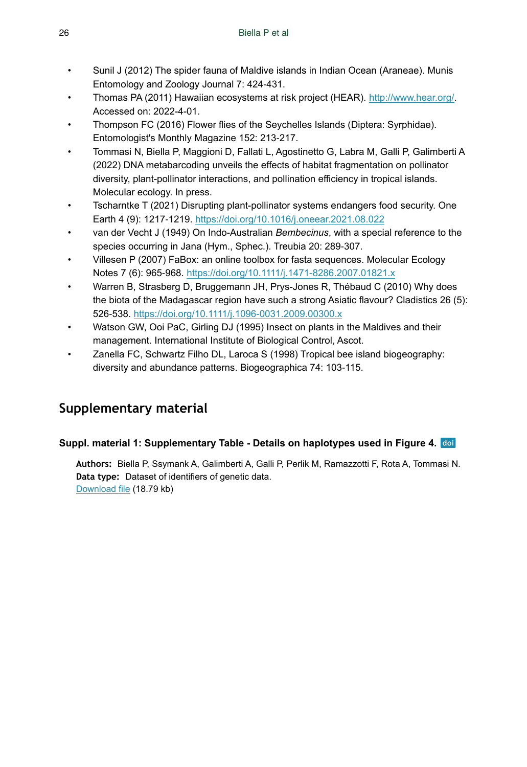- Sunil J (2012) The spider fauna of Maldive islands in Indian Ocean (Araneae). Munis Entomology and Zoology Journal 7: 424-431.
- Thomas PA (2011) Hawaiian ecosystems at risk project (HEAR). [http://www.hear.org/](http://www.hear.org/). Accessed on: 2022-4-01.
- Thompson FC (2016) Flower flies of the Seychelles Islands (Diptera: Syrphidae). Entomologist's Monthly Magazine 152: 213-217.
- Tommasi N, Biella P, Maggioni D, Fallati L, Agostinetto G, Labra M, Galli P, Galimberti A (2022) DNA metabarcoding unveils the effects of habitat fragmentation on pollinator diversity, plant-pollinator interactions, and pollination efficiency in tropical islands. Molecular ecology. In press.
- Tscharntke T (2021) Disrupting plant-pollinator systems endangers food security. One Earth 4 (9): 1217-1219. [https://doi.org/10.1016/j.oneear.2021.08.022](https://doi.org/10.1016/j.oneear.2021.08.022)
- van der Vecht J (1949) On Indo-Australian *Bembecinus*, with a special reference to the species occurring in Jana (Hym., Sphec.). Treubia 20: 289-307.
- Villesen P (2007) FaBox: an online toolbox for fasta sequences. Molecular Ecology Notes 7 (6): 965-968. [https://doi.org/10.1111/j.1471-8286.2007.01821.x](https://doi.org/10.1111/j.1471-8286.2007.01821.x)
- Warren B, Strasberg D, Bruggemann JH, Prys-Jones R, Thébaud C (2010) Why does the biota of the Madagascar region have such a strong Asiatic flavour? Cladistics 26 (5): 526-538. [https://doi.org/10.1111/j.1096-0031.2009.00300.x](https://doi.org/10.1111/j.1096-0031.2009.00300.x)
- Watson GW, Ooi PaC, Girling DJ (1995) Insect on plants in the Maldives and their management. International Institute of Biological Control, Ascot.
- Zanella FC, Schwartz Filho DL, Laroca S (1998) Tropical bee island biogeography: diversity and abundance patterns. Biogeographica 74: 103-115.

## Supplementary material

### Suppl. material 1: Supplementary Table - Details on haplotypes used in Figure 4. doi

**Authors:** Biella P, Ssymank A, Galimberti A, Galli P, Perlik M, Ramazzotti F, Rota A, Tommasi N.
**Data type:** Dataset of identifiers of genetic data.
Download file (18.79 kb)